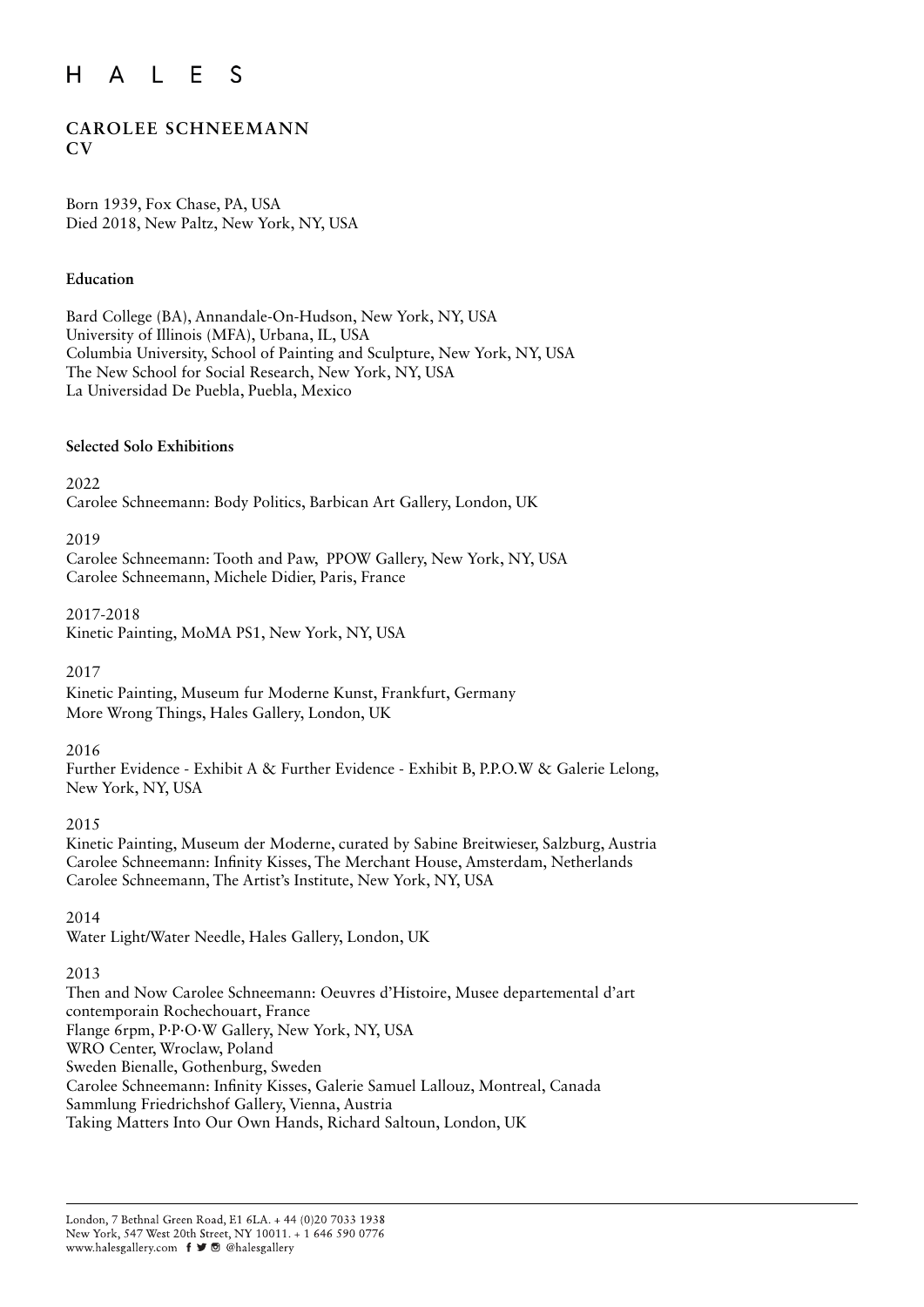HALES

# CAROLEE SCHNEEMANN
## CV

Born 1939, Fox Chase, PA, USA
Died 2018, New Paltz, New York, NY, USA

### Education

Bard College (BA), Annandale-On-Hudson, New York, NY, USA
University of Illinois (MFA), Urbana, IL, USA
Columbia University, School of Painting and Sculpture, New York, NY, USA
The New School for Social Research, New York, NY, USA
La Universidad De Puebla, Puebla, Mexico

### Selected Solo Exhibitions

2022
Carolee Schneemann: Body Politics, Barbican Art Gallery, London, UK

2019
Carolee Schneemann: Tooth and Paw, PPOW Gallery, New York, NY, USA
Carolee Schneemann, Michele Didier, Paris, France

2017-2018
Kinetic Painting, MoMA PS1, New York, NY, USA

2017
Kinetic Painting, Museum fur Moderne Kunst, Frankfurt, Germany
More Wrong Things, Hales Gallery, London, UK

2016
Further Evidence - Exhibit A & Further Evidence - Exhibit B, P.P.O.W & Galerie Lelong, New York, NY, USA

2015
Kinetic Painting, Museum der Moderne, curated by Sabine Breitwieser, Salzburg, Austria
Carolee Schneemann: Infinity Kisses, The Merchant House, Amsterdam, Netherlands
Carolee Schneemann, The Artist's Institute, New York, NY, USA

2014
Water Light/Water Needle, Hales Gallery, London, UK

2013
Then and Now Carolee Schneemann: Oeuvres d'Histoire, Musee departemental d'art contemporain Rochechouart, France
Flange 6rpm, P·P·O·W Gallery, New York, NY, USA
WRO Center, Wroclaw, Poland
Sweden Bienalle, Gothenburg, Sweden
Carolee Schneemann: Infinity Kisses, Galerie Samuel Lallouz, Montreal, Canada
Sammlung Friedrichshof Gallery, Vienna, Austria
Taking Matters Into Our Own Hands, Richard Saltoun, London, UK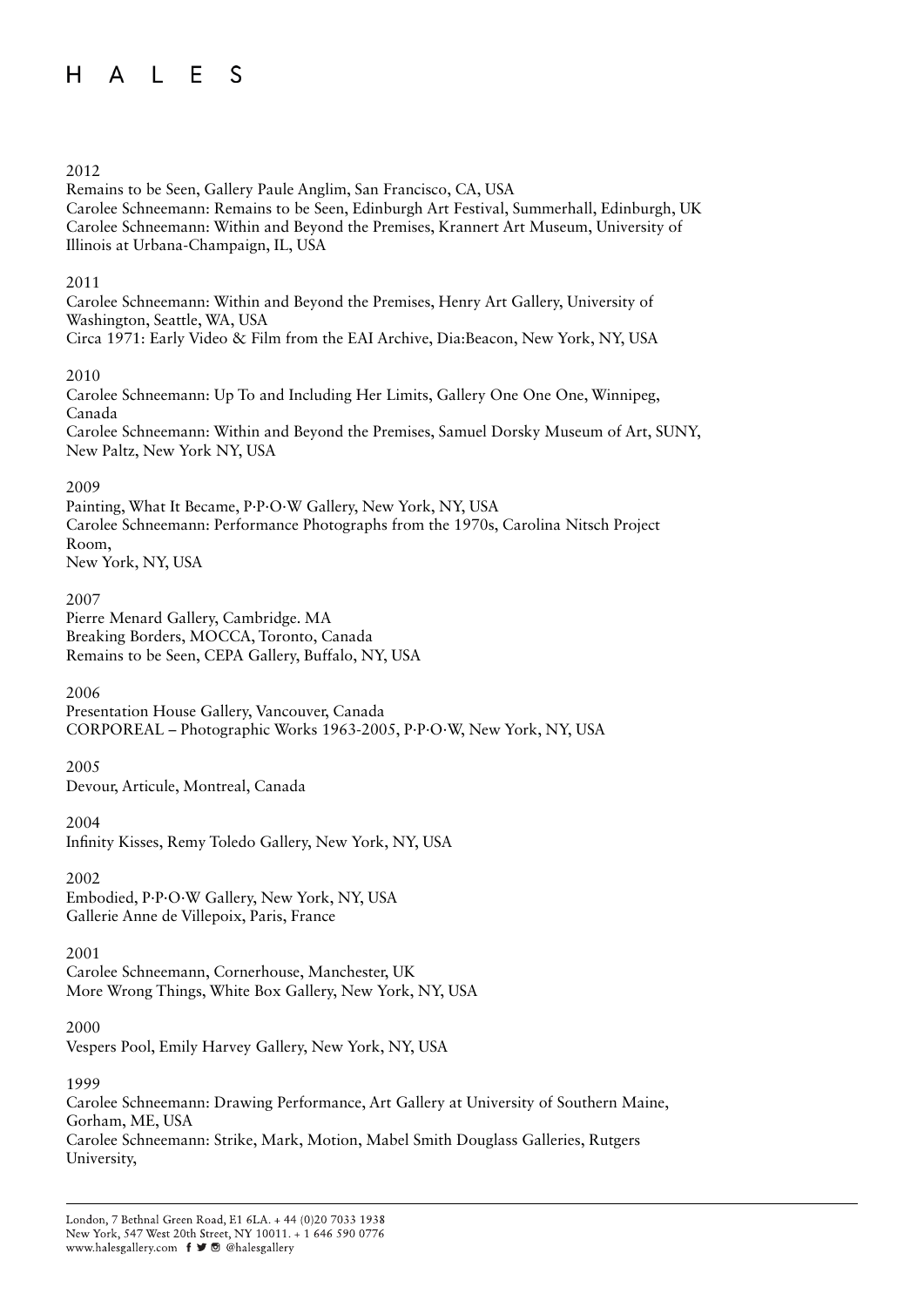2012

Remains to be Seen, Gallery Paule Anglim, San Francisco, CA, USA
Carolee Schneemann: Remains to be Seen, Edinburgh Art Festival, Summerhall, Edinburgh, UK
Carolee Schneemann: Within and Beyond the Premises, Krannert Art Museum, University of Illinois at Urbana-Champaign, IL, USA

2011

Carolee Schneemann: Within and Beyond the Premises, Henry Art Gallery, University of Washington, Seattle, WA, USA
Circa 1971: Early Video & Film from the EAI Archive, Dia:Beacon, New York, NY, USA

2010

Carolee Schneemann: Up To and Including Her Limits, Gallery One One One, Winnipeg, Canada
Carolee Schneemann: Within and Beyond the Premises, Samuel Dorsky Museum of Art, SUNY, New Paltz, New York NY, USA

2009

Painting, What It Became, P·P·O·W Gallery, New York, NY, USA
Carolee Schneemann: Performance Photographs from the 1970s, Carolina Nitsch Project Room,
New York, NY, USA

2007

Pierre Menard Gallery, Cambridge. MA
Breaking Borders, MOCCA, Toronto, Canada
Remains to be Seen, CEPA Gallery, Buffalo, NY, USA

2006

Presentation House Gallery, Vancouver, Canada
CORPOREAL – Photographic Works 1963-2005, P·P·O·W, New York, NY, USA

2005

Devour, Articule, Montreal, Canada

2004

Infinity Kisses, Remy Toledo Gallery, New York, NY, USA

2002

Embodied, P·P·O·W Gallery, New York, NY, USA
Gallerie Anne de Villepoix, Paris, France

2001

Carolee Schneemann, Cornerhouse, Manchester, UK
More Wrong Things, White Box Gallery, New York, NY, USA

2000

Vespers Pool, Emily Harvey Gallery, New York, NY, USA

1999

Carolee Schneemann: Drawing Performance, Art Gallery at University of Southern Maine, Gorham, ME, USA
Carolee Schneemann: Strike, Mark, Motion, Mabel Smith Douglass Galleries, Rutgers University,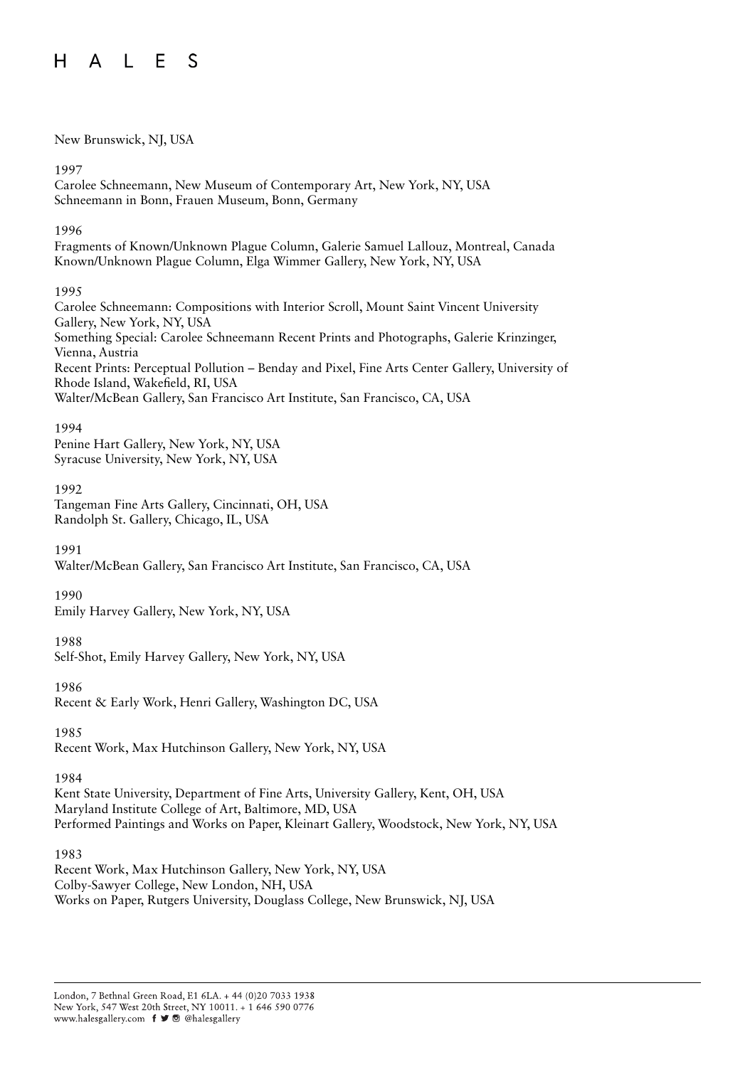New Brunswick, NJ, USA

1997
Carolee Schneemann, New Museum of Contemporary Art, New York, NY, USA
Schneemann in Bonn, Frauen Museum, Bonn, Germany

1996
Fragments of Known/Unknown Plague Column, Galerie Samuel Lallouz, Montreal, Canada
Known/Unknown Plague Column, Elga Wimmer Gallery, New York, NY, USA

1995
Carolee Schneemann: Compositions with Interior Scroll, Mount Saint Vincent University Gallery, New York, NY, USA
Something Special: Carolee Schneemann Recent Prints and Photographs, Galerie Krinzinger, Vienna, Austria
Recent Prints: Perceptual Pollution – Benday and Pixel, Fine Arts Center Gallery, University of Rhode Island, Wakefield, RI, USA
Walter/McBean Gallery, San Francisco Art Institute, San Francisco, CA, USA

1994
Penine Hart Gallery, New York, NY, USA
Syracuse University, New York, NY, USA

1992
Tangeman Fine Arts Gallery, Cincinnati, OH, USA
Randolph St. Gallery, Chicago, IL, USA

1991
Walter/McBean Gallery, San Francisco Art Institute, San Francisco, CA, USA

1990
Emily Harvey Gallery, New York, NY, USA

1988
Self-Shot, Emily Harvey Gallery, New York, NY, USA

1986
Recent & Early Work, Henri Gallery, Washington DC, USA

1985
Recent Work, Max Hutchinson Gallery, New York, NY, USA

1984
Kent State University, Department of Fine Arts, University Gallery, Kent, OH, USA
Maryland Institute College of Art, Baltimore, MD, USA
Performed Paintings and Works on Paper, Kleinart Gallery, Woodstock, New York, NY, USA

1983
Recent Work, Max Hutchinson Gallery, New York, NY, USA
Colby-Sawyer College, New London, NH, USA
Works on Paper, Rutgers University, Douglass College, New Brunswick, NJ, USA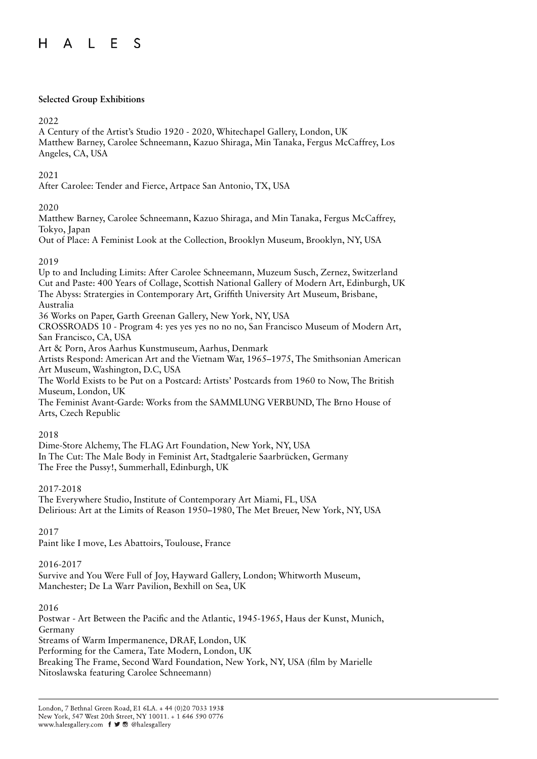**Selected Group Exhibitions**

2022

A Century of the Artist's Studio 1920 - 2020, Whitechapel Gallery, London, UK
Matthew Barney, Carolee Schneemann, Kazuo Shiraga, Min Tanaka, Fergus McCaffrey, Los Angeles, CA, USA

2021

After Carolee: Tender and Fierce, Artpace San Antonio, TX, USA

2020

Matthew Barney, Carolee Schneemann, Kazuo Shiraga, and Min Tanaka, Fergus McCaffrey, Tokyo, Japan
Out of Place: A Feminist Look at the Collection, Brooklyn Museum, Brooklyn, NY, USA

2019

Up to and Including Limits: After Carolee Schneemann, Muzeum Susch, Zernez, Switzerland
Cut and Paste: 400 Years of Collage, Scottish National Gallery of Modern Art, Edinburgh, UK
The Abyss: Stratergies in Contemporary Art, Griffith University Art Museum, Brisbane, Australia
36 Works on Paper, Garth Greenan Gallery, New York, NY, USA
CROSSROADS 10 - Program 4: yes yes yes no no no, San Francisco Museum of Modern Art, San Francisco, CA, USA
Art & Porn, Aros Aarhus Kunstmuseum, Aarhus, Denmark
Artists Respond: American Art and the Vietnam War, 1965–1975, The Smithsonian American Art Museum, Washington, D.C, USA
The World Exists to be Put on a Postcard: Artists' Postcards from 1960 to Now, The British Museum, London, UK
The Feminist Avant-Garde: Works from the SAMMLUNG VERBUND, The Brno House of Arts, Czech Republic

2018

Dime-Store Alchemy, The FLAG Art Foundation, New York, NY, USA
In The Cut: The Male Body in Feminist Art, Stadtgalerie Saarbrücken, Germany
The Free the Pussy!, Summerhall, Edinburgh, UK

2017-2018

The Everywhere Studio, Institute of Contemporary Art Miami, FL, USA
Delirious: Art at the Limits of Reason 1950–1980, The Met Breuer, New York, NY, USA

2017

Paint like I move, Les Abattoirs, Toulouse, France

2016-2017

Survive and You Were Full of Joy, Hayward Gallery, London; Whitworth Museum, Manchester; De La Warr Pavilion, Bexhill on Sea, UK

2016

Postwar - Art Between the Pacific and the Atlantic, 1945-1965, Haus der Kunst, Munich, Germany
Streams of Warm Impermanence, DRAF, London, UK
Performing for the Camera, Tate Modern, London, UK
Breaking The Frame, Second Ward Foundation, New York, NY, USA (film by Marielle Nitoslawska featuring Carolee Schneemann)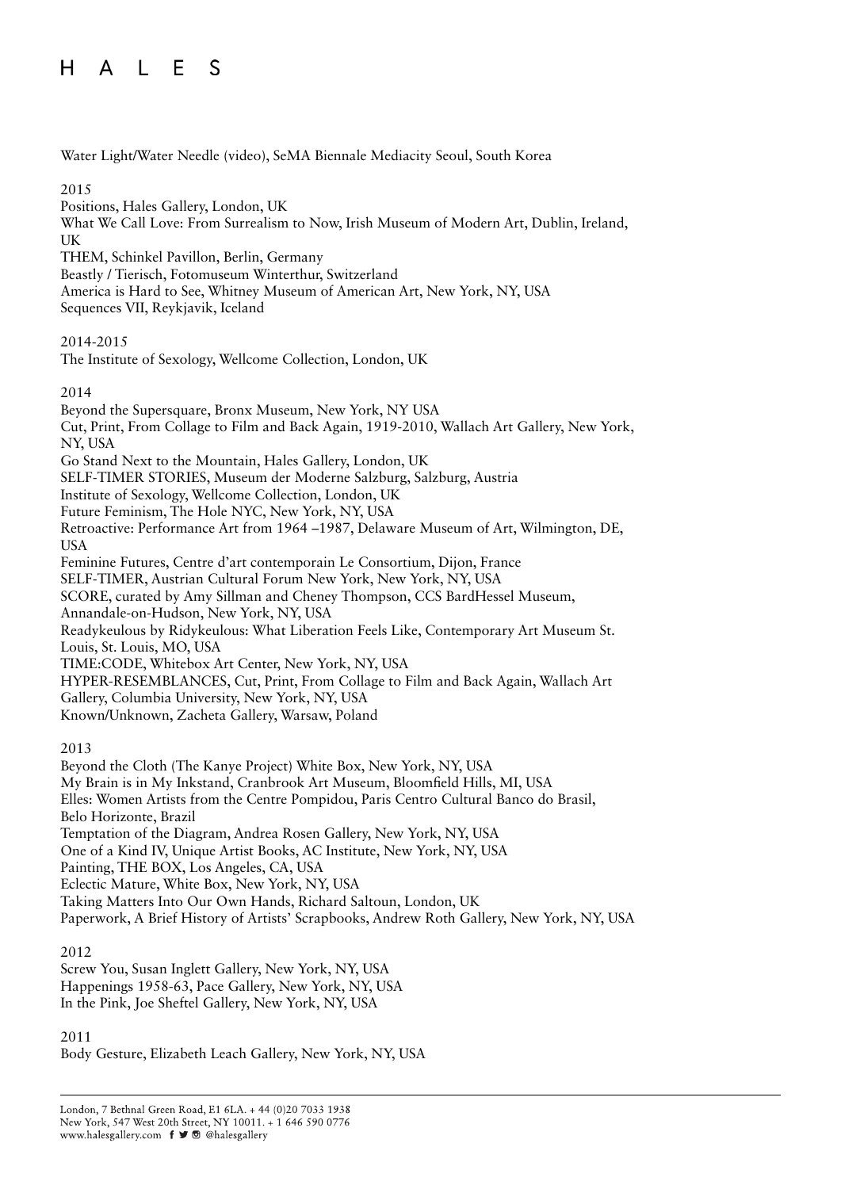Water Light/Water Needle (video), SeMA Biennale Mediacity Seoul, South Korea

2015

Positions, Hales Gallery, London, UK
What We Call Love: From Surrealism to Now, Irish Museum of Modern Art, Dublin, Ireland, UK
THEM, Schinkel Pavillon, Berlin, Germany
Beastly / Tierisch, Fotomuseum Winterthur, Switzerland
America is Hard to See, Whitney Museum of American Art, New York, NY, USA
Sequences VII, Reykjavik, Iceland

2014-2015

The Institute of Sexology, Wellcome Collection, London, UK

2014

Beyond the Supersquare, Bronx Museum, New York, NY USA
Cut, Print, From Collage to Film and Back Again, 1919-2010, Wallach Art Gallery, New York, NY, USA
Go Stand Next to the Mountain, Hales Gallery, London, UK
SELF-TIMER STORIES, Museum der Moderne Salzburg, Salzburg, Austria
Institute of Sexology, Wellcome Collection, London, UK
Future Feminism, The Hole NYC, New York, NY, USA
Retroactive: Performance Art from 1964 –1987, Delaware Museum of Art, Wilmington, DE, USA
Feminine Futures, Centre d'art contemporain Le Consortium, Dijon, France
SELF-TIMER, Austrian Cultural Forum New York, New York, NY, USA
SCORE, curated by Amy Sillman and Cheney Thompson, CCS BardHessel Museum, Annandale-on-Hudson, New York, NY, USA
Readykeulous by Ridykeulous: What Liberation Feels Like, Contemporary Art Museum St. Louis, St. Louis, MO, USA
TIME:CODE, Whitebox Art Center, New York, NY, USA
HYPER-RESEMBLANCES, Cut, Print, From Collage to Film and Back Again, Wallach Art Gallery, Columbia University, New York, NY, USA
Known/Unknown, Zacheta Gallery, Warsaw, Poland

2013

Beyond the Cloth (The Kanye Project) White Box, New York, NY, USA
My Brain is in My Inkstand, Cranbrook Art Museum, Bloomfield Hills, MI, USA
Elles: Women Artists from the Centre Pompidou, Paris Centro Cultural Banco do Brasil, Belo Horizonte, Brazil
Temptation of the Diagram, Andrea Rosen Gallery, New York, NY, USA
One of a Kind IV, Unique Artist Books, AC Institute, New York, NY, USA
Painting, THE BOX, Los Angeles, CA, USA
Eclectic Mature, White Box, New York, NY, USA
Taking Matters Into Our Own Hands, Richard Saltoun, London, UK
Paperwork, A Brief History of Artists' Scrapbooks, Andrew Roth Gallery, New York, NY, USA

2012

Screw You, Susan Inglett Gallery, New York, NY, USA
Happenings 1958-63, Pace Gallery, New York, NY, USA
In the Pink, Joe Sheftel Gallery, New York, NY, USA

2011

Body Gesture, Elizabeth Leach Gallery, New York, NY, USA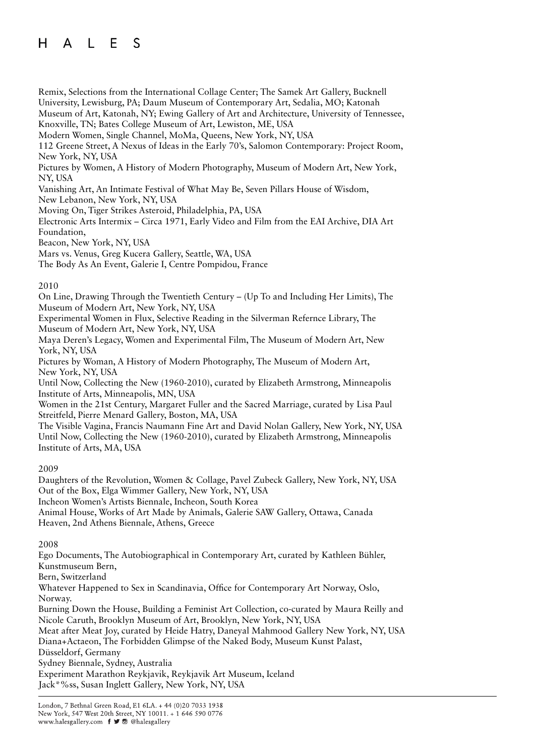Remix, Selections from the International Collage Center; The Samek Art Gallery, Bucknell University, Lewisburg, PA; Daum Museum of Contemporary Art, Sedalia, MO; Katonah Museum of Art, Katonah, NY; Ewing Gallery of Art and Architecture, University of Tennessee, Knoxville, TN; Bates College Museum of Art, Lewiston, ME, USA

Modern Women, Single Channel, MoMa, Queens, New York, NY, USA

112 Greene Street, A Nexus of Ideas in the Early 70's, Salomon Contemporary: Project Room, New York, NY, USA

Pictures by Women, A History of Modern Photography, Museum of Modern Art, New York, NY, USA

Vanishing Art, An Intimate Festival of What May Be, Seven Pillars House of Wisdom, New Lebanon, New York, NY, USA

Moving On, Tiger Strikes Asteroid, Philadelphia, PA, USA

Electronic Arts Intermix – Circa 1971, Early Video and Film from the EAI Archive, DIA Art Foundation, Beacon, New York, NY, USA

Mars vs. Venus, Greg Kucera Gallery, Seattle, WA, USA

The Body As An Event, Galerie I, Centre Pompidou, France

2010

On Line, Drawing Through the Twentieth Century – (Up To and Including Her Limits), The Museum of Modern Art, New York, NY, USA

Experimental Women in Flux, Selective Reading in the Silverman Refernce Library, The Museum of Modern Art, New York, NY, USA

Maya Deren's Legacy, Women and Experimental Film, The Museum of Modern Art, New York, NY, USA

Pictures by Woman, A History of Modern Photography, The Museum of Modern Art, New York, NY, USA

Until Now, Collecting the New (1960-2010), curated by Elizabeth Armstrong, Minneapolis Institute of Arts, Minneapolis, MN, USA

Women in the 21st Century, Margaret Fuller and the Sacred Marriage, curated by Lisa Paul Streitfeld, Pierre Menard Gallery, Boston, MA, USA

The Visible Vagina, Francis Naumann Fine Art and David Nolan Gallery, New York, NY, USA

Until Now, Collecting the New (1960-2010), curated by Elizabeth Armstrong, Minneapolis Institute of Arts, MA, USA

2009

Daughters of the Revolution, Women & Collage, Pavel Zubeck Gallery, New York, NY, USA

Out of the Box, Elga Wimmer Gallery, New York, NY, USA

Incheon Women's Artists Biennale, Incheon, South Korea

Animal House, Works of Art Made by Animals, Galerie SAW Gallery, Ottawa, Canada

Heaven, 2nd Athens Biennale, Athens, Greece

2008

Ego Documents, The Autobiographical in Contemporary Art, curated by Kathleen Bühler, Kunstmuseum Bern, Bern, Switzerland

Whatever Happened to Sex in Scandinavia, Office for Contemporary Art Norway, Oslo, Norway.

Burning Down the House, Building a Feminist Art Collection, co-curated by Maura Reilly and Nicole Caruth, Brooklyn Museum of Art, Brooklyn, New York, NY, USA

Meat after Meat Joy, curated by Heide Hatry, Daneyal Mahmood Gallery New York, NY, USA

Diana+Actaeon, The Forbidden Glimpse of the Naked Body, Museum Kunst Palast, Düsseldorf, Germany

Sydney Biennale, Sydney, Australia

Experiment Marathon Reykjavik, Reykjavik Art Museum, Iceland

Jack*%ss, Susan Inglett Gallery, New York, NY, USA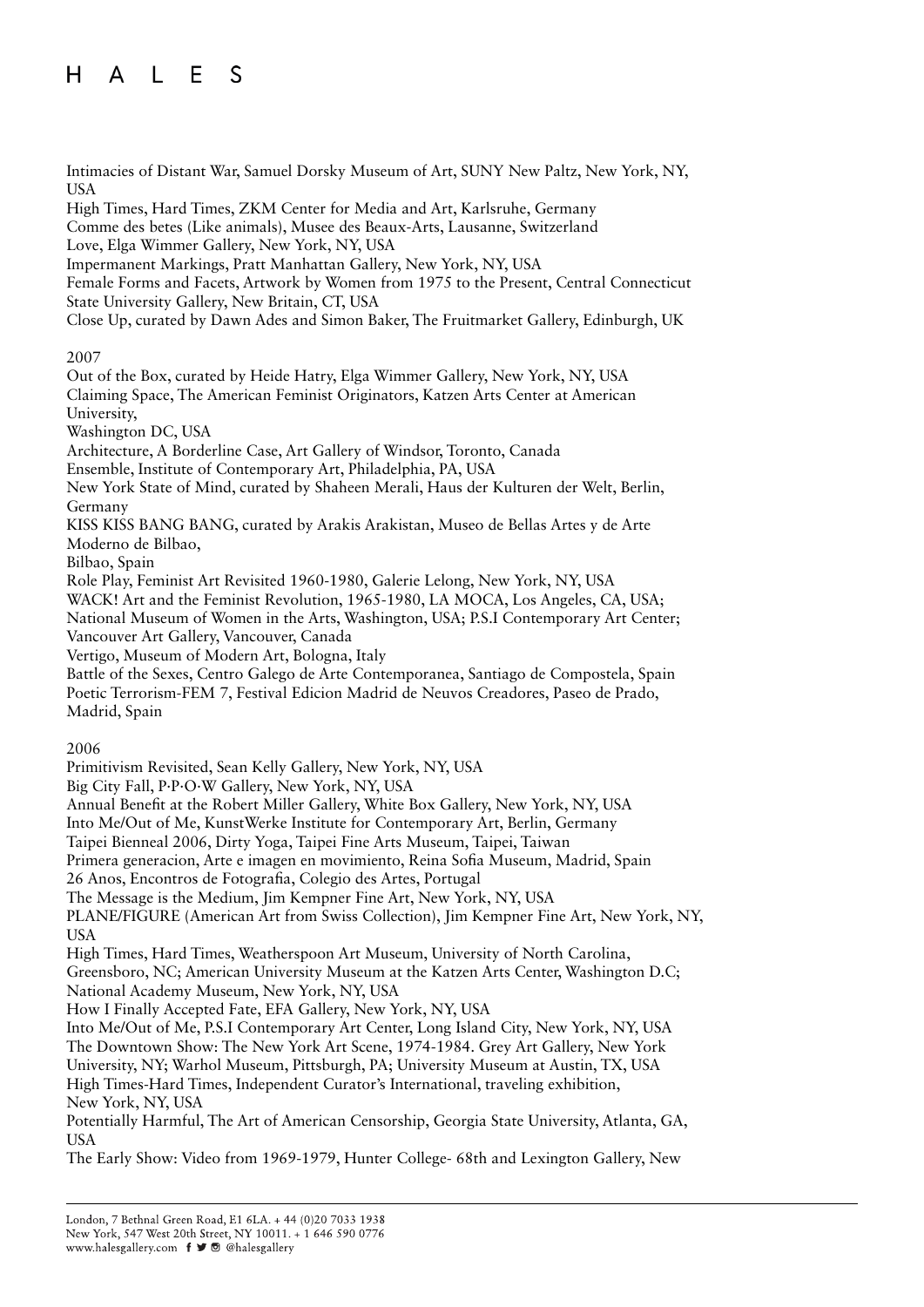Intimacies of Distant War, Samuel Dorsky Museum of Art, SUNY New Paltz, New York, NY, USA
High Times, Hard Times, ZKM Center for Media and Art, Karlsruhe, Germany
Comme des betes (Like animals), Musee des Beaux-Arts, Lausanne, Switzerland
Love, Elga Wimmer Gallery, New York, NY, USA
Impermanent Markings, Pratt Manhattan Gallery, New York, NY, USA
Female Forms and Facets, Artwork by Women from 1975 to the Present, Central Connecticut State University Gallery, New Britain, CT, USA
Close Up, curated by Dawn Ades and Simon Baker, The Fruitmarket Gallery, Edinburgh, UK

2007
Out of the Box, curated by Heide Hatry, Elga Wimmer Gallery, New York, NY, USA
Claiming Space, The American Feminist Originators, Katzen Arts Center at American University,
Washington DC, USA
Architecture, A Borderline Case, Art Gallery of Windsor, Toronto, Canada
Ensemble, Institute of Contemporary Art, Philadelphia, PA, USA
New York State of Mind, curated by Shaheen Merali, Haus der Kulturen der Welt, Berlin, Germany
KISS KISS BANG BANG, curated by Arakis Arakistan, Museo de Bellas Artes y de Arte Moderno de Bilbao,
Bilbao, Spain
Role Play, Feminist Art Revisited 1960-1980, Galerie Lelong, New York, NY, USA
WACK! Art and the Feminist Revolution, 1965-1980, LA MOCA, Los Angeles, CA, USA; National Museum of Women in the Arts, Washington, USA; P.S.I Contemporary Art Center; Vancouver Art Gallery, Vancouver, Canada
Vertigo, Museum of Modern Art, Bologna, Italy
Battle of the Sexes, Centro Galego de Arte Contemporanea, Santiago de Compostela, Spain
Poetic Terrorism-FEM 7, Festival Edicion Madrid de Neuvos Creadores, Paseo de Prado, Madrid, Spain

2006
Primitivism Revisited, Sean Kelly Gallery, New York, NY, USA
Big City Fall, P·P·O·W Gallery, New York, NY, USA
Annual Benefit at the Robert Miller Gallery, White Box Gallery, New York, NY, USA
Into Me/Out of Me, KunstWerke Institute for Contemporary Art, Berlin, Germany
Taipei Bienneal 2006, Dirty Yoga, Taipei Fine Arts Museum, Taipei, Taiwan
Primera generacion, Arte e imagen en movimiento, Reina Sofia Museum, Madrid, Spain
26 Anos, Encontros de Fotografia, Colegio des Artes, Portugal
The Message is the Medium, Jim Kempner Fine Art, New York, NY, USA
PLANE/FIGURE (American Art from Swiss Collection), Jim Kempner Fine Art, New York, NY, USA
High Times, Hard Times, Weatherspoon Art Museum, University of North Carolina, Greensboro, NC; American University Museum at the Katzen Arts Center, Washington D.C; National Academy Museum, New York, NY, USA
How I Finally Accepted Fate, EFA Gallery, New York, NY, USA
Into Me/Out of Me, P.S.I Contemporary Art Center, Long Island City, New York, NY, USA
The Downtown Show: The New York Art Scene, 1974-1984. Grey Art Gallery, New York University, NY; Warhol Museum, Pittsburgh, PA; University Museum at Austin, TX, USA
High Times-Hard Times, Independent Curator's International, traveling exhibition, New York, NY, USA
Potentially Harmful, The Art of American Censorship, Georgia State University, Atlanta, GA, USA
The Early Show: Video from 1969-1979, Hunter College- 68th and Lexington Gallery, New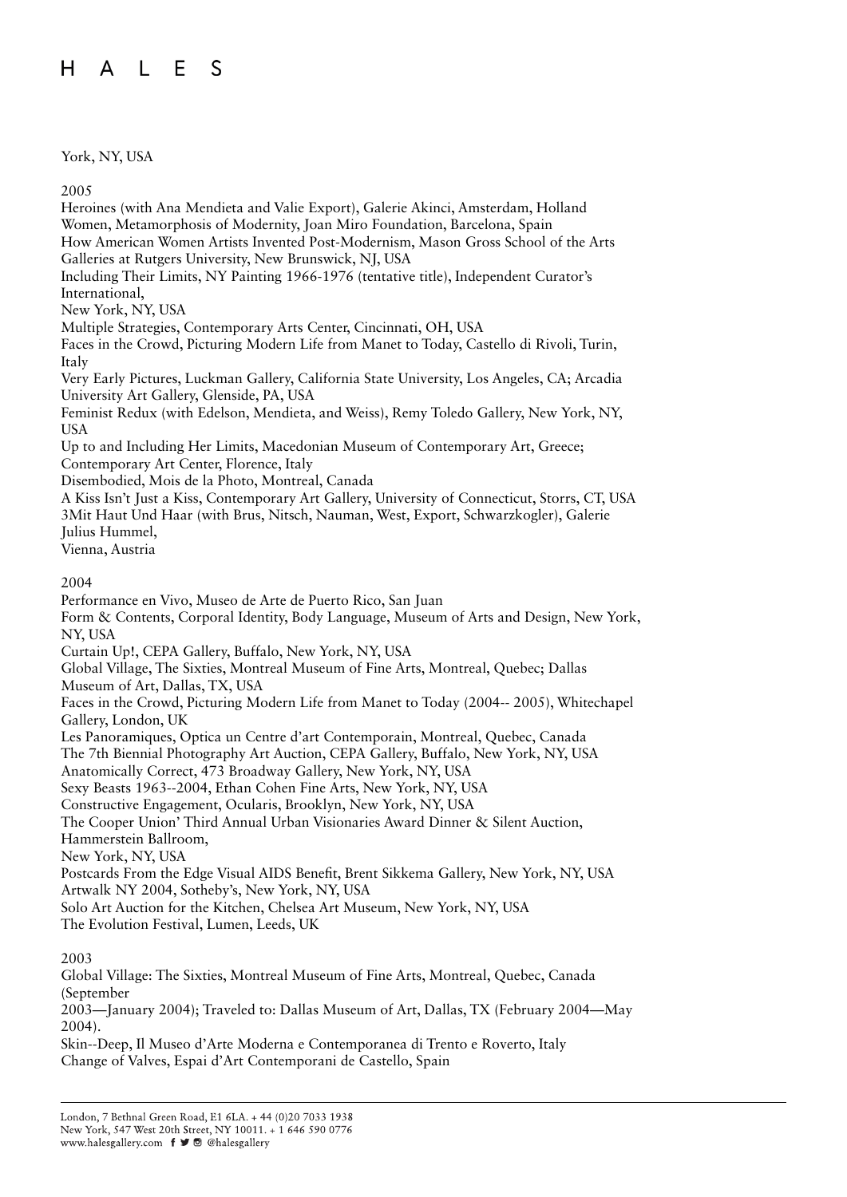York, NY, USA

2005

Heroines (with Ana Mendieta and Valie Export), Galerie Akinci, Amsterdam, Holland
Women, Metamorphosis of Modernity, Joan Miro Foundation, Barcelona, Spain
How American Women Artists Invented Post-Modernism, Mason Gross School of the Arts Galleries at Rutgers University, New Brunswick, NJ, USA
Including Their Limits, NY Painting 1966-1976 (tentative title), Independent Curator's International,
New York, NY, USA
Multiple Strategies, Contemporary Arts Center, Cincinnati, OH, USA
Faces in the Crowd, Picturing Modern Life from Manet to Today, Castello di Rivoli, Turin, Italy
Very Early Pictures, Luckman Gallery, California State University, Los Angeles, CA; Arcadia University Art Gallery, Glenside, PA, USA
Feminist Redux (with Edelson, Mendieta, and Weiss), Remy Toledo Gallery, New York, NY, USA
Up to and Including Her Limits, Macedonian Museum of Contemporary Art, Greece; Contemporary Art Center, Florence, Italy
Disembodied, Mois de la Photo, Montreal, Canada
A Kiss Isn't Just a Kiss, Contemporary Art Gallery, University of Connecticut, Storrs, CT, USA
3Mit Haut Und Haar (with Brus, Nitsch, Nauman, West, Export, Schwarzkogler), Galerie Julius Hummel,
Vienna, Austria

2004

Performance en Vivo, Museo de Arte de Puerto Rico, San Juan
Form & Contents, Corporal Identity, Body Language, Museum of Arts and Design, New York, NY, USA
Curtain Up!, CEPA Gallery, Buffalo, New York, NY, USA
Global Village, The Sixties, Montreal Museum of Fine Arts, Montreal, Quebec; Dallas Museum of Art, Dallas, TX, USA
Faces in the Crowd, Picturing Modern Life from Manet to Today (2004-- 2005), Whitechapel Gallery, London, UK
Les Panoramiques, Optica un Centre d'art Contemporain, Montreal, Quebec, Canada
The 7th Biennial Photography Art Auction, CEPA Gallery, Buffalo, New York, NY, USA
Anatomically Correct, 473 Broadway Gallery, New York, NY, USA
Sexy Beasts 1963--2004, Ethan Cohen Fine Arts, New York, NY, USA
Constructive Engagement, Ocularis, Brooklyn, New York, NY, USA
The Cooper Union' Third Annual Urban Visionaries Award Dinner & Silent Auction, Hammerstein Ballroom,
New York, NY, USA
Postcards From the Edge Visual AIDS Benefit, Brent Sikkema Gallery, New York, NY, USA
Artwalk NY 2004, Sotheby's, New York, NY, USA
Solo Art Auction for the Kitchen, Chelsea Art Museum, New York, NY, USA
The Evolution Festival, Lumen, Leeds, UK

2003

Global Village: The Sixties, Montreal Museum of Fine Arts, Montreal, Quebec, Canada (September
2003—January 2004); Traveled to: Dallas Museum of Art, Dallas, TX (February 2004—May 2004).
Skin--Deep, Il Museo d'Arte Moderna e Contemporanea di Trento e Roverto, Italy
Change of Valves, Espai d'Art Contemporani de Castello, Spain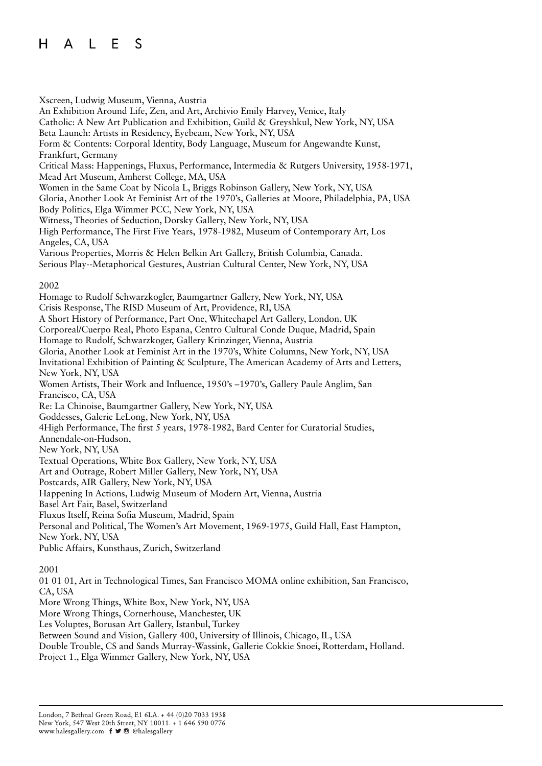Xscreen, Ludwig Museum, Vienna, Austria
An Exhibition Around Life, Zen, and Art, Archivio Emily Harvey, Venice, Italy
Catholic: A New Art Publication and Exhibition, Guild & Greyshkul, New York, NY, USA
Beta Launch: Artists in Residency, Eyebeam, New York, NY, USA
Form & Contents: Corporal Identity, Body Language, Museum for Angewandte Kunst, Frankfurt, Germany
Critical Mass: Happenings, Fluxus, Performance, Intermedia & Rutgers University, 1958-1971, Mead Art Museum, Amherst College, MA, USA
Women in the Same Coat by Nicola L, Briggs Robinson Gallery, New York, NY, USA
Gloria, Another Look At Feminist Art of the 1970's, Galleries at Moore, Philadelphia, PA, USA
Body Politics, Elga Wimmer PCC, New York, NY, USA
Witness, Theories of Seduction, Dorsky Gallery, New York, NY, USA
High Performance, The First Five Years, 1978-1982, Museum of Contemporary Art, Los Angeles, CA, USA
Various Properties, Morris & Helen Belkin Art Gallery, British Columbia, Canada.
Serious Play--Metaphorical Gestures, Austrian Cultural Center, New York, NY, USA

2002
Homage to Rudolf Schwarzkogler, Baumgartner Gallery, New York, NY, USA
Crisis Response, The RISD Museum of Art, Providence, RI, USA
A Short History of Performance, Part One, Whitechapel Art Gallery, London, UK
Corporeal/Cuerpo Real, Photo Espana, Centro Cultural Conde Duque, Madrid, Spain
Homage to Rudolf, Schwarzkoger, Gallery Krinzinger, Vienna, Austria
Gloria, Another Look at Feminist Art in the 1970's, White Columns, New York, NY, USA
Invitational Exhibition of Painting & Sculpture, The American Academy of Arts and Letters, New York, NY, USA
Women Artists, Their Work and Influence, 1950's –1970's, Gallery Paule Anglim, San Francisco, CA, USA
Re: La Chinoise, Baumgartner Gallery, New York, NY, USA
Goddesses, Galerie LeLong, New York, NY, USA
4High Performance, The first 5 years, 1978-1982, Bard Center for Curatorial Studies, Annendale-on-Hudson,
New York, NY, USA
Textual Operations, White Box Gallery, New York, NY, USA
Art and Outrage, Robert Miller Gallery, New York, NY, USA
Postcards, AIR Gallery, New York, NY, USA
Happening In Actions, Ludwig Museum of Modern Art, Vienna, Austria
Basel Art Fair, Basel, Switzerland
Fluxus Itself, Reina Sofia Museum, Madrid, Spain
Personal and Political, The Women's Art Movement, 1969-1975, Guild Hall, East Hampton, New York, NY, USA
Public Affairs, Kunsthaus, Zurich, Switzerland

2001
01 01 01, Art in Technological Times, San Francisco MOMA online exhibition, San Francisco, CA, USA
More Wrong Things, White Box, New York, NY, USA
More Wrong Things, Cornerhouse, Manchester, UK
Les Voluptes, Borusan Art Gallery, Istanbul, Turkey
Between Sound and Vision, Gallery 400, University of Illinois, Chicago, IL, USA
Double Trouble, CS and Sands Murray-Wassink, Gallerie Cokkie Snoei, Rotterdam, Holland.
Project 1., Elga Wimmer Gallery, New York, NY, USA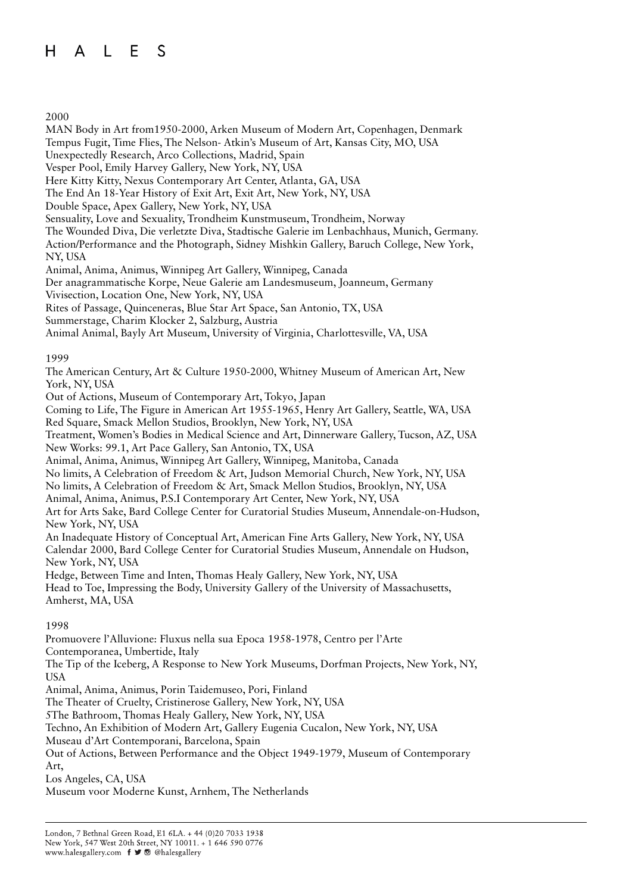2000

MAN Body in Art from1950-2000, Arken Museum of Modern Art, Copenhagen, Denmark
Tempus Fugit, Time Flies, The Nelson- Atkin's Museum of Art, Kansas City, MO, USA
Unexpectedly Research, Arco Collections, Madrid, Spain
Vesper Pool, Emily Harvey Gallery, New York, NY, USA
Here Kitty Kitty, Nexus Contemporary Art Center, Atlanta, GA, USA
The End An 18-Year History of Exit Art, Exit Art, New York, NY, USA
Double Space, Apex Gallery, New York, NY, USA
Sensuality, Love and Sexuality, Trondheim Kunstmuseum, Trondheim, Norway
The Wounded Diva, Die verletzte Diva, Stadtische Galerie im Lenbachhaus, Munich, Germany.
Action/Performance and the Photograph, Sidney Mishkin Gallery, Baruch College, New York, NY, USA
Animal, Anima, Animus, Winnipeg Art Gallery, Winnipeg, Canada
Der anagrammatische Korpe, Neue Galerie am Landesmuseum, Joanneum, Germany
Vivisection, Location One, New York, NY, USA
Rites of Passage, Quinceneras, Blue Star Art Space, San Antonio, TX, USA
Summerstage, Charim Klocker 2, Salzburg, Austria
Animal Animal, Bayly Art Museum, University of Virginia, Charlottesville, VA, USA

1999

The American Century, Art & Culture 1950-2000, Whitney Museum of American Art, New York, NY, USA
Out of Actions, Museum of Contemporary Art, Tokyo, Japan
Coming to Life, The Figure in American Art 1955-1965, Henry Art Gallery, Seattle, WA, USA
Red Square, Smack Mellon Studios, Brooklyn, New York, NY, USA
Treatment, Women's Bodies in Medical Science and Art, Dinnerware Gallery, Tucson, AZ, USA
New Works: 99.1, Art Pace Gallery, San Antonio, TX, USA
Animal, Anima, Animus, Winnipeg Art Gallery, Winnipeg, Manitoba, Canada
No limits, A Celebration of Freedom & Art, Judson Memorial Church, New York, NY, USA
No limits, A Celebration of Freedom & Art, Smack Mellon Studios, Brooklyn, NY, USA
Animal, Anima, Animus, P.S.I Contemporary Art Center, New York, NY, USA
Art for Arts Sake, Bard College Center for Curatorial Studies Museum, Annendale-on-Hudson, New York, NY, USA
An Inadequate History of Conceptual Art, American Fine Arts Gallery, New York, NY, USA
Calendar 2000, Bard College Center for Curatorial Studies Museum, Annendale on Hudson, New York, NY, USA
Hedge, Between Time and Inten, Thomas Healy Gallery, New York, NY, USA
Head to Toe, Impressing the Body, University Gallery of the University of Massachusetts, Amherst, MA, USA

1998

Promuovere l'Alluvione: Fluxus nella sua Epoca 1958-1978, Centro per l'Arte Contemporanea, Umbertide, Italy
The Tip of the Iceberg, A Response to New York Museums, Dorfman Projects, New York, NY, USA
Animal, Anima, Animus, Porin Taidemuseo, Pori, Finland
The Theater of Cruelty, Cristinerose Gallery, New York, NY, USA
5The Bathroom, Thomas Healy Gallery, New York, NY, USA
Techno, An Exhibition of Modern Art, Gallery Eugenia Cucalon, New York, NY, USA
Museau d'Art Contemporani, Barcelona, Spain
Out of Actions, Between Performance and the Object 1949-1979, Museum of Contemporary Art,
Los Angeles, CA, USA
Museum voor Moderne Kunst, Arnhem, The Netherlands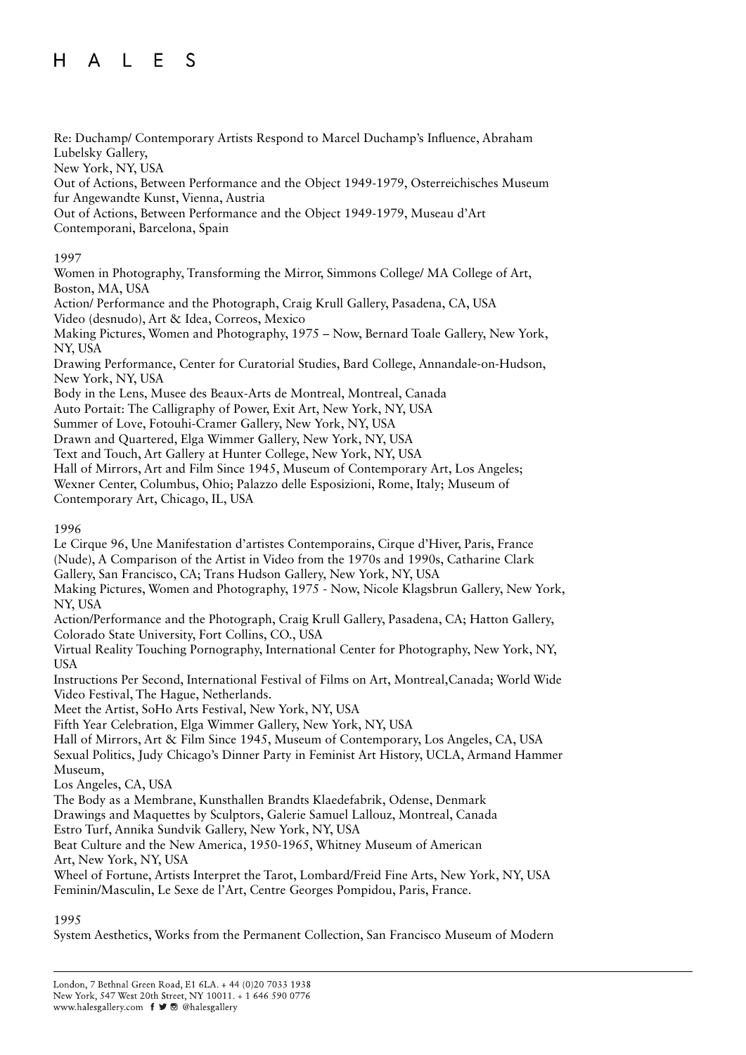Re: Duchamp/ Contemporary Artists Respond to Marcel Duchamp's Influence, Abraham Lubelsky Gallery,
New York, NY, USA
Out of Actions, Between Performance and the Object 1949-1979, Osterreichisches Museum fur Angewandte Kunst, Vienna, Austria
Out of Actions, Between Performance and the Object 1949-1979, Museau d'Art Contemporani, Barcelona, Spain

1997

Women in Photography, Transforming the Mirror, Simmons College/ MA College of Art, Boston, MA, USA
Action/ Performance and the Photograph, Craig Krull Gallery, Pasadena, CA, USA
Video (desnudo), Art & Idea, Correos, Mexico
Making Pictures, Women and Photography, 1975 – Now, Bernard Toale Gallery, New York, NY, USA
Drawing Performance, Center for Curatorial Studies, Bard College, Annandale-on-Hudson, New York, NY, USA
Body in the Lens, Musee des Beaux-Arts de Montreal, Montreal, Canada
Auto Portait: The Calligraphy of Power, Exit Art, New York, NY, USA
Summer of Love, Fotouhi-Cramer Gallery, New York, NY, USA
Drawn and Quartered, Elga Wimmer Gallery, New York, NY, USA
Text and Touch, Art Gallery at Hunter College, New York, NY, USA
Hall of Mirrors, Art and Film Since 1945, Museum of Contemporary Art, Los Angeles; Wexner Center, Columbus, Ohio; Palazzo delle Esposizioni, Rome, Italy; Museum of Contemporary Art, Chicago, IL, USA

1996

Le Cirque 96, Une Manifestation d'artistes Contemporains, Cirque d'Hiver, Paris, France
(Nude), A Comparison of the Artist in Video from the 1970s and 1990s, Catharine Clark Gallery, San Francisco, CA; Trans Hudson Gallery, New York, NY, USA
Making Pictures, Women and Photography, 1975 - Now, Nicole Klagsbrun Gallery, New York, NY, USA
Action/Performance and the Photograph, Craig Krull Gallery, Pasadena, CA; Hatton Gallery, Colorado State University, Fort Collins, CO., USA
Virtual Reality Touching Pornography, International Center for Photography, New York, NY, USA
Instructions Per Second, International Festival of Films on Art, Montreal,Canada; World Wide Video Festival, The Hague, Netherlands.
Meet the Artist, SoHo Arts Festival, New York, NY, USA
Fifth Year Celebration, Elga Wimmer Gallery, New York, NY, USA
Hall of Mirrors, Art & Film Since 1945, Museum of Contemporary, Los Angeles, CA, USA
Sexual Politics, Judy Chicago's Dinner Party in Feminist Art History, UCLA, Armand Hammer Museum,
Los Angeles, CA, USA
The Body as a Membrane, Kunsthallen Brandts Klaedefabrik, Odense, Denmark
Drawings and Maquettes by Sculptors, Galerie Samuel Lallouz, Montreal, Canada
Estro Turf, Annika Sundvik Gallery, New York, NY, USA
Beat Culture and the New America, 1950-1965, Whitney Museum of American Art, New York, NY, USA
Wheel of Fortune, Artists Interpret the Tarot, Lombard/Freid Fine Arts, New York, NY, USA
Feminin/Masculin, Le Sexe de l'Art, Centre Georges Pompidou, Paris, France.

1995

System Aesthetics, Works from the Permanent Collection, San Francisco Museum of Modern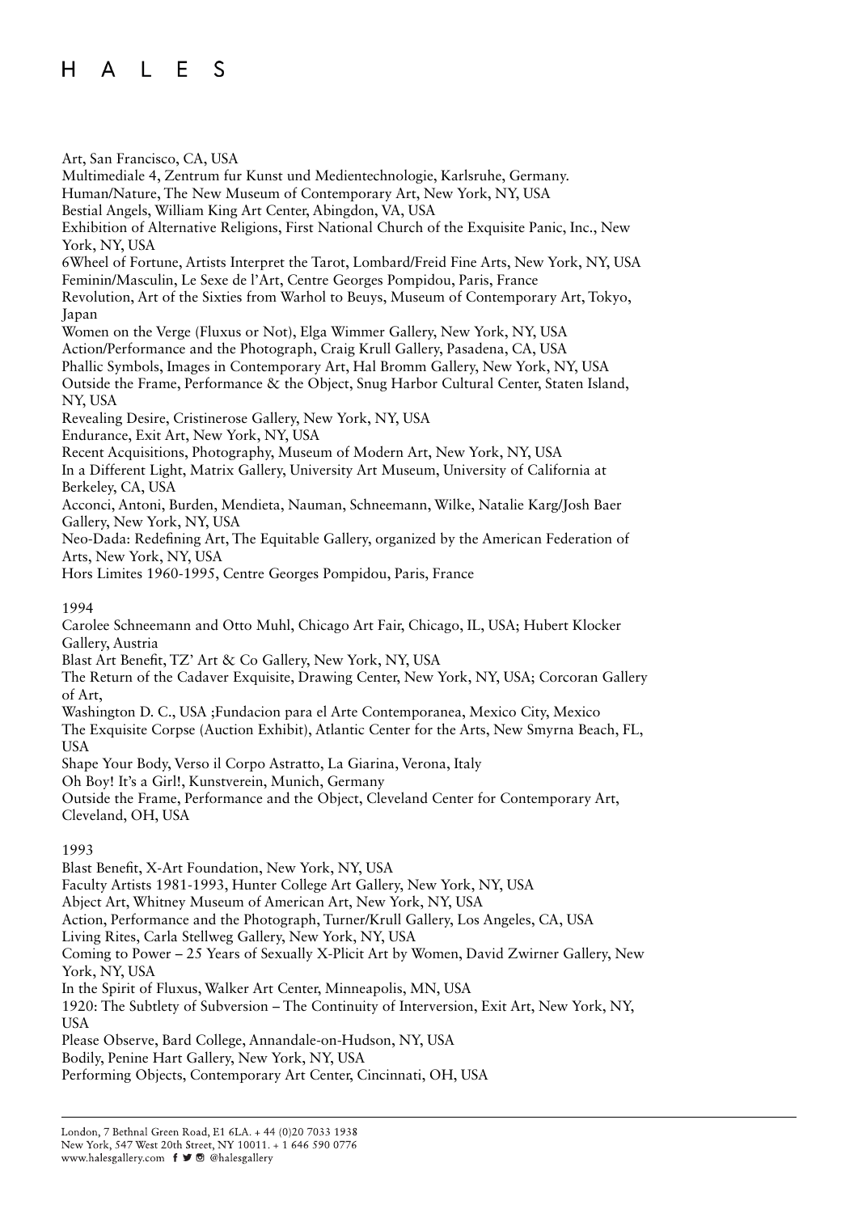Art, San Francisco, CA, USA
Multimediale 4, Zentrum fur Kunst und Medientechnologie, Karlsruhe, Germany.
Human/Nature, The New Museum of Contemporary Art, New York, NY, USA
Bestial Angels, William King Art Center, Abingdon, VA, USA
Exhibition of Alternative Religions, First National Church of the Exquisite Panic, Inc., New York, NY, USA
6Wheel of Fortune, Artists Interpret the Tarot, Lombard/Freid Fine Arts, New York, NY, USA
Feminin/Masculin, Le Sexe de l'Art, Centre Georges Pompidou, Paris, France
Revolution, Art of the Sixties from Warhol to Beuys, Museum of Contemporary Art, Tokyo, Japan
Women on the Verge (Fluxus or Not), Elga Wimmer Gallery, New York, NY, USA
Action/Performance and the Photograph, Craig Krull Gallery, Pasadena, CA, USA
Phallic Symbols, Images in Contemporary Art, Hal Bromm Gallery, New York, NY, USA
Outside the Frame, Performance & the Object, Snug Harbor Cultural Center, Staten Island, NY, USA
Revealing Desire, Cristinerose Gallery, New York, NY, USA
Endurance, Exit Art, New York, NY, USA
Recent Acquisitions, Photography, Museum of Modern Art, New York, NY, USA
In a Different Light, Matrix Gallery, University Art Museum, University of California at Berkeley, CA, USA
Acconci, Antoni, Burden, Mendieta, Nauman, Schneemann, Wilke, Natalie Karg/Josh Baer Gallery, New York, NY, USA
Neo-Dada: Redefining Art, The Equitable Gallery, organized by the American Federation of Arts, New York, NY, USA
Hors Limites 1960-1995, Centre Georges Pompidou, Paris, France

1994
Carolee Schneemann and Otto Muhl, Chicago Art Fair, Chicago, IL, USA; Hubert Klocker Gallery, Austria
Blast Art Benefit, TZ' Art & Co Gallery, New York, NY, USA
The Return of the Cadaver Exquisite, Drawing Center, New York, NY, USA; Corcoran Gallery of Art,
Washington D. C., USA ;Fundacion para el Arte Contemporanea, Mexico City, Mexico
The Exquisite Corpse (Auction Exhibit), Atlantic Center for the Arts, New Smyrna Beach, FL, USA
Shape Your Body, Verso il Corpo Astratto, La Giarina, Verona, Italy
Oh Boy! It's a Girl!, Kunstverein, Munich, Germany
Outside the Frame, Performance and the Object, Cleveland Center for Contemporary Art, Cleveland, OH, USA

1993
Blast Benefit, X-Art Foundation, New York, NY, USA
Faculty Artists 1981-1993, Hunter College Art Gallery, New York, NY, USA
Abject Art, Whitney Museum of American Art, New York, NY, USA
Action, Performance and the Photograph, Turner/Krull Gallery, Los Angeles, CA, USA
Living Rites, Carla Stellweg Gallery, New York, NY, USA
Coming to Power – 25 Years of Sexually X-Plicit Art by Women, David Zwirner Gallery, New York, NY, USA
In the Spirit of Fluxus, Walker Art Center, Minneapolis, MN, USA
1920: The Subtlety of Subversion – The Continuity of Interversion, Exit Art, New York, NY, USA
Please Observe, Bard College, Annandale-on-Hudson, NY, USA
Bodily, Penine Hart Gallery, New York, NY, USA
Performing Objects, Contemporary Art Center, Cincinnati, OH, USA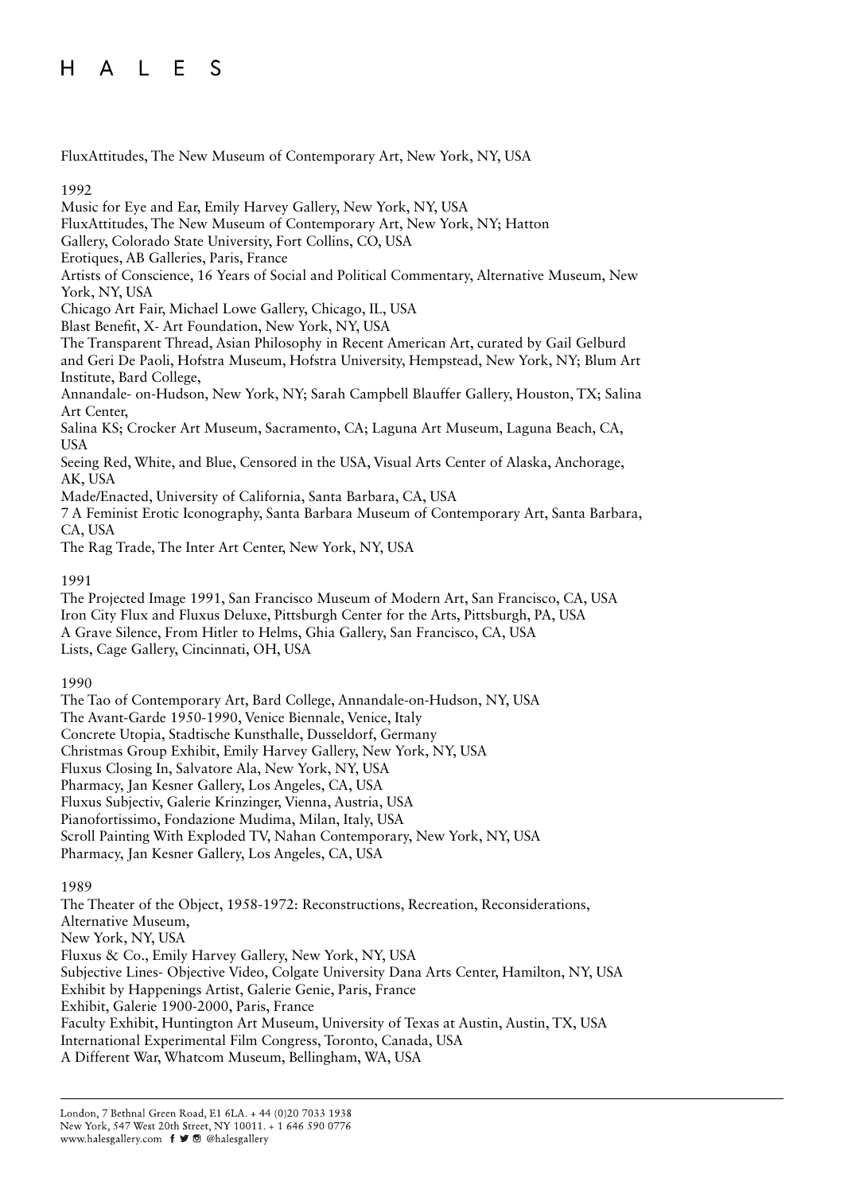FluxAttitudes, The New Museum of Contemporary Art, New York, NY, USA

1992

Music for Eye and Ear, Emily Harvey Gallery, New York, NY, USA
FluxAttitudes, The New Museum of Contemporary Art, New York, NY; Hatton Gallery, Colorado State University, Fort Collins, CO, USA
Erotiques, AB Galleries, Paris, France
Artists of Conscience, 16 Years of Social and Political Commentary, Alternative Museum, New York, NY, USA
Chicago Art Fair, Michael Lowe Gallery, Chicago, IL, USA
Blast Benefit, X- Art Foundation, New York, NY, USA
The Transparent Thread, Asian Philosophy in Recent American Art, curated by Gail Gelburd and Geri De Paoli, Hofstra Museum, Hofstra University, Hempstead, New York, NY; Blum Art Institute, Bard College,
Annandale- on-Hudson, New York, NY; Sarah Campbell Blauffer Gallery, Houston, TX; Salina Art Center,
Salina KS; Crocker Art Museum, Sacramento, CA; Laguna Art Museum, Laguna Beach, CA, USA
Seeing Red, White, and Blue, Censored in the USA, Visual Arts Center of Alaska, Anchorage, AK, USA
Made/Enacted, University of California, Santa Barbara, CA, USA
7 A Feminist Erotic Iconography, Santa Barbara Museum of Contemporary Art, Santa Barbara, CA, USA
The Rag Trade, The Inter Art Center, New York, NY, USA

1991

The Projected Image 1991, San Francisco Museum of Modern Art, San Francisco, CA, USA
Iron City Flux and Fluxus Deluxe, Pittsburgh Center for the Arts, Pittsburgh, PA, USA
A Grave Silence, From Hitler to Helms, Ghia Gallery, San Francisco, CA, USA
Lists, Cage Gallery, Cincinnati, OH, USA

1990

The Tao of Contemporary Art, Bard College, Annandale-on-Hudson, NY, USA
The Avant-Garde 1950-1990, Venice Biennale, Venice, Italy
Concrete Utopia, Stadtische Kunsthalle, Dusseldorf, Germany
Christmas Group Exhibit, Emily Harvey Gallery, New York, NY, USA
Fluxus Closing In, Salvatore Ala, New York, NY, USA
Pharmacy, Jan Kesner Gallery, Los Angeles, CA, USA
Fluxus Subjectiv, Galerie Krinzinger, Vienna, Austria, USA
Pianofortissimo, Fondazione Mudima, Milan, Italy, USA
Scroll Painting With Exploded TV, Nahan Contemporary, New York, NY, USA
Pharmacy, Jan Kesner Gallery, Los Angeles, CA, USA

1989

The Theater of the Object, 1958-1972: Reconstructions, Recreation, Reconsiderations, Alternative Museum,
New York, NY, USA
Fluxus & Co., Emily Harvey Gallery, New York, NY, USA
Subjective Lines- Objective Video, Colgate University Dana Arts Center, Hamilton, NY, USA
Exhibit by Happenings Artist, Galerie Genie, Paris, France
Exhibit, Galerie 1900-2000, Paris, France
Faculty Exhibit, Huntington Art Museum, University of Texas at Austin, Austin, TX, USA
International Experimental Film Congress, Toronto, Canada, USA
A Different War, Whatcom Museum, Bellingham, WA, USA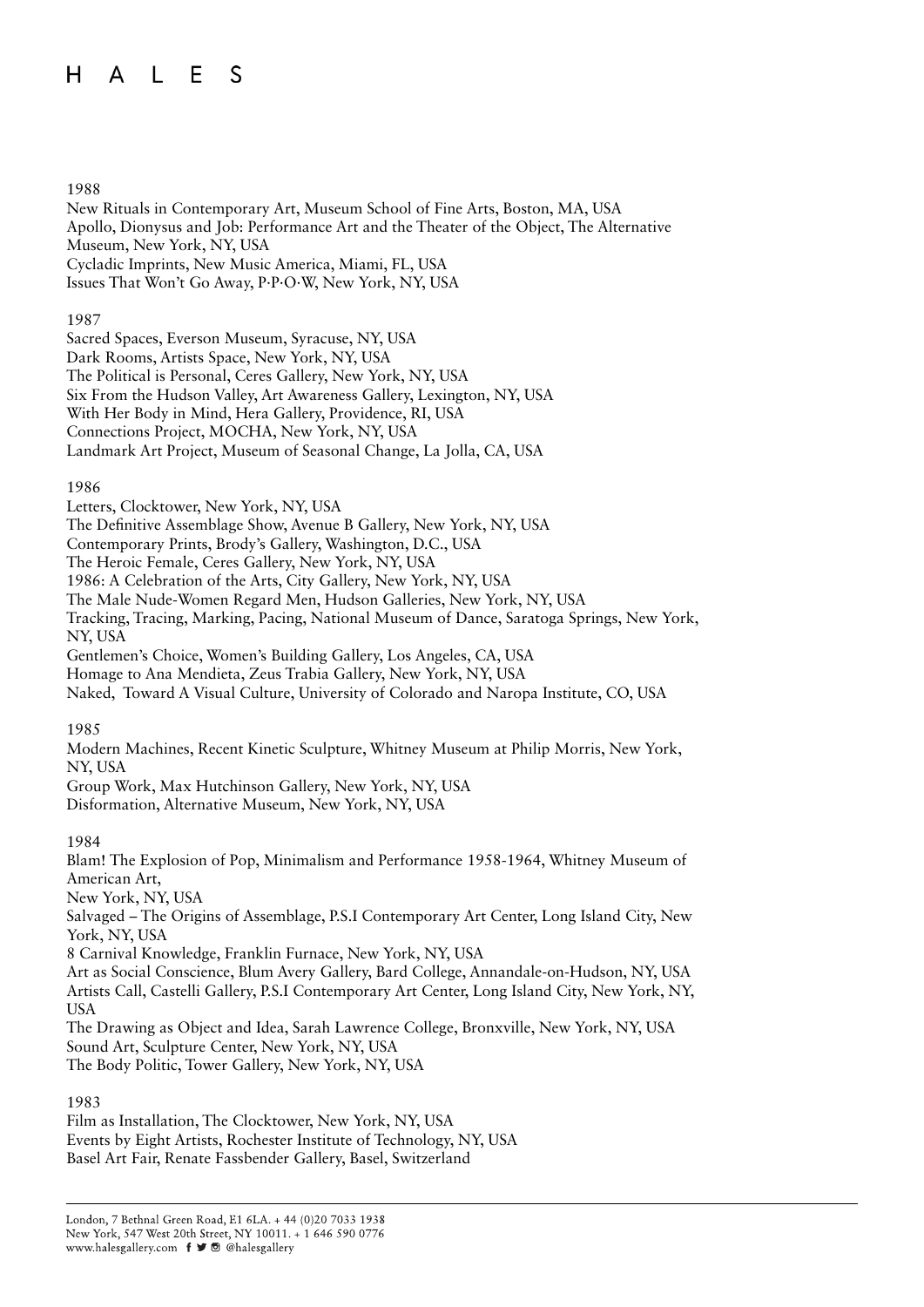1988

New Rituals in Contemporary Art, Museum School of Fine Arts, Boston, MA, USA
Apollo, Dionysus and Job: Performance Art and the Theater of the Object, The Alternative Museum, New York, NY, USA
Cycladic Imprints, New Music America, Miami, FL, USA
Issues That Won't Go Away, P·P·O·W, New York, NY, USA

1987

Sacred Spaces, Everson Museum, Syracuse, NY, USA
Dark Rooms, Artists Space, New York, NY, USA
The Political is Personal, Ceres Gallery, New York, NY, USA
Six From the Hudson Valley, Art Awareness Gallery, Lexington, NY, USA
With Her Body in Mind, Hera Gallery, Providence, RI, USA
Connections Project, MOCHA, New York, NY, USA
Landmark Art Project, Museum of Seasonal Change, La Jolla, CA, USA

1986

Letters, Clocktower, New York, NY, USA
The Definitive Assemblage Show, Avenue B Gallery, New York, NY, USA
Contemporary Prints, Brody's Gallery, Washington, D.C., USA
The Heroic Female, Ceres Gallery, New York, NY, USA
1986: A Celebration of the Arts, City Gallery, New York, NY, USA
The Male Nude-Women Regard Men, Hudson Galleries, New York, NY, USA
Tracking, Tracing, Marking, Pacing, National Museum of Dance, Saratoga Springs, New York, NY, USA
Gentlemen's Choice, Women's Building Gallery, Los Angeles, CA, USA
Homage to Ana Mendieta, Zeus Trabia Gallery, New York, NY, USA
Naked, Toward A Visual Culture, University of Colorado and Naropa Institute, CO, USA

1985

Modern Machines, Recent Kinetic Sculpture, Whitney Museum at Philip Morris, New York, NY, USA
Group Work, Max Hutchinson Gallery, New York, NY, USA
Disformation, Alternative Museum, New York, NY, USA

1984

Blam! The Explosion of Pop, Minimalism and Performance 1958-1964, Whitney Museum of American Art,
New York, NY, USA
Salvaged – The Origins of Assemblage, P.S.I Contemporary Art Center, Long Island City, New York, NY, USA
8 Carnival Knowledge, Franklin Furnace, New York, NY, USA
Art as Social Conscience, Blum Avery Gallery, Bard College, Annandale-on-Hudson, NY, USA
Artists Call, Castelli Gallery, P.S.I Contemporary Art Center, Long Island City, New York, NY, USA
The Drawing as Object and Idea, Sarah Lawrence College, Bronxville, New York, NY, USA
Sound Art, Sculpture Center, New York, NY, USA
The Body Politic, Tower Gallery, New York, NY, USA

1983

Film as Installation, The Clocktower, New York, NY, USA
Events by Eight Artists, Rochester Institute of Technology, NY, USA
Basel Art Fair, Renate Fassbender Gallery, Basel, Switzerland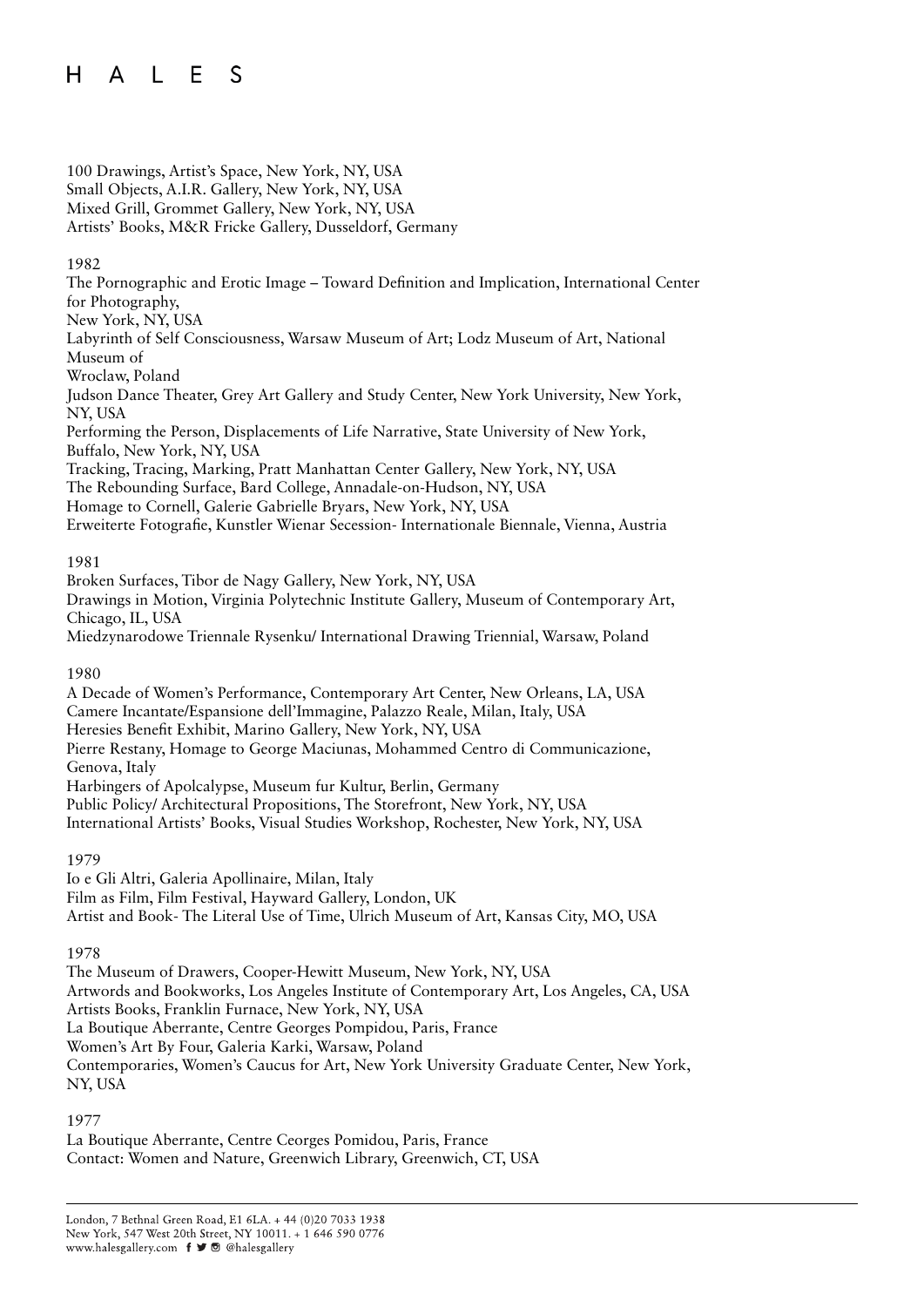100 Drawings, Artist's Space, New York, NY, USA
Small Objects, A.I.R. Gallery, New York, NY, USA
Mixed Grill, Grommet Gallery, New York, NY, USA
Artists' Books, M&R Fricke Gallery, Dusseldorf, Germany

1982
The Pornographic and Erotic Image – Toward Definition and Implication, International Center for Photography,
New York, NY, USA
Labyrinth of Self Consciousness, Warsaw Museum of Art; Lodz Museum of Art, National Museum of
Wroclaw, Poland
Judson Dance Theater, Grey Art Gallery and Study Center, New York University, New York, NY, USA
Performing the Person, Displacements of Life Narrative, State University of New York, Buffalo, New York, NY, USA
Tracking, Tracing, Marking, Pratt Manhattan Center Gallery, New York, NY, USA
The Rebounding Surface, Bard College, Annadale-on-Hudson, NY, USA
Homage to Cornell, Galerie Gabrielle Bryars, New York, NY, USA
Erweiterte Fotografie, Kunstler Wienar Secession- Internationale Biennale, Vienna, Austria

1981
Broken Surfaces, Tibor de Nagy Gallery, New York, NY, USA
Drawings in Motion, Virginia Polytechnic Institute Gallery, Museum of Contemporary Art, Chicago, IL, USA
Miedzynarodowe Triennale Rysenku/ International Drawing Triennial, Warsaw, Poland

1980
A Decade of Women's Performance, Contemporary Art Center, New Orleans, LA, USA
Camere Incantate/Espansione dell'Immagine, Palazzo Reale, Milan, Italy, USA
Heresies Benefit Exhibit, Marino Gallery, New York, NY, USA
Pierre Restany, Homage to George Maciunas, Mohammed Centro di Communicazione, Genova, Italy
Harbingers of Apolcalypse, Museum fur Kultur, Berlin, Germany
Public Policy/ Architectural Propositions, The Storefront, New York, NY, USA
International Artists' Books, Visual Studies Workshop, Rochester, New York, NY, USA

1979
Io e Gli Altri, Galeria Apollinaire, Milan, Italy
Film as Film, Film Festival, Hayward Gallery, London, UK
Artist and Book- The Literal Use of Time, Ulrich Museum of Art, Kansas City, MO, USA

1978
The Museum of Drawers, Cooper-Hewitt Museum, New York, NY, USA
Artwords and Bookworks, Los Angeles Institute of Contemporary Art, Los Angeles, CA, USA
Artists Books, Franklin Furnace, New York, NY, USA
La Boutique Aberrante, Centre Georges Pompidou, Paris, France
Women's Art By Four, Galeria Karki, Warsaw, Poland
Contemporaries, Women's Caucus for Art, New York University Graduate Center, New York, NY, USA

1977
La Boutique Aberrante, Centre Ceorges Pomidou, Paris, France
Contact: Women and Nature, Greenwich Library, Greenwich, CT, USA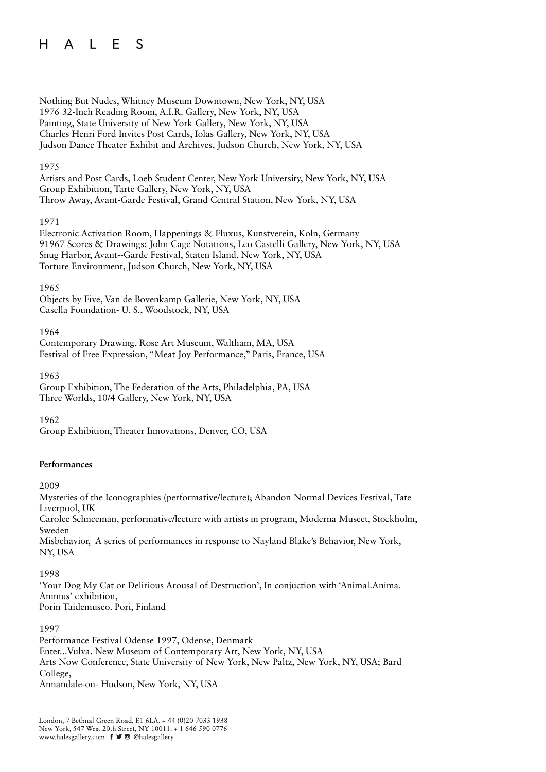Nothing But Nudes, Whitney Museum Downtown, New York, NY, USA
1976 32-Inch Reading Room, A.I.R. Gallery, New York, NY, USA
Painting, State University of New York Gallery, New York, NY, USA
Charles Henri Ford Invites Post Cards, Iolas Gallery, New York, NY, USA
Judson Dance Theater Exhibit and Archives, Judson Church, New York, NY, USA

1975
Artists and Post Cards, Loeb Student Center, New York University, New York, NY, USA
Group Exhibition, Tarte Gallery, New York, NY, USA
Throw Away, Avant-Garde Festival, Grand Central Station, New York, NY, USA

1971
Electronic Activation Room, Happenings & Fluxus, Kunstverein, Koln, Germany
91967 Scores & Drawings: John Cage Notations, Leo Castelli Gallery, New York, NY, USA
Snug Harbor, Avant--Garde Festival, Staten Island, New York, NY, USA
Torture Environment, Judson Church, New York, NY, USA

1965
Objects by Five, Van de Bovenkamp Gallerie, New York, NY, USA
Casella Foundation- U. S., Woodstock, NY, USA

1964
Contemporary Drawing, Rose Art Museum, Waltham, MA, USA
Festival of Free Expression, "Meat Joy Performance," Paris, France, USA

1963
Group Exhibition, The Federation of the Arts, Philadelphia, PA, USA
Three Worlds, 10/4 Gallery, New York, NY, USA

1962
Group Exhibition, Theater Innovations, Denver, CO, USA

**Performances**

2009
Mysteries of the Iconographies (performative/lecture); Abandon Normal Devices Festival, Tate Liverpool, UK
Carolee Schneeman, performative/lecture with artists in program, Moderna Museet, Stockholm, Sweden
Misbehavior, A series of performances in response to Nayland Blake's Behavior, New York, NY, USA

1998
'Your Dog My Cat or Delirious Arousal of Destruction', In conjuction with 'Animal.Anima. Animus' exhibition,
Porin Taidemuseo. Pori, Finland

1997
Performance Festival Odense 1997, Odense, Denmark
Enter...Vulva. New Museum of Contemporary Art, New York, NY, USA
Arts Now Conference, State University of New York, New Paltz, New York, NY, USA; Bard College,
Annandale-on- Hudson, New York, NY, USA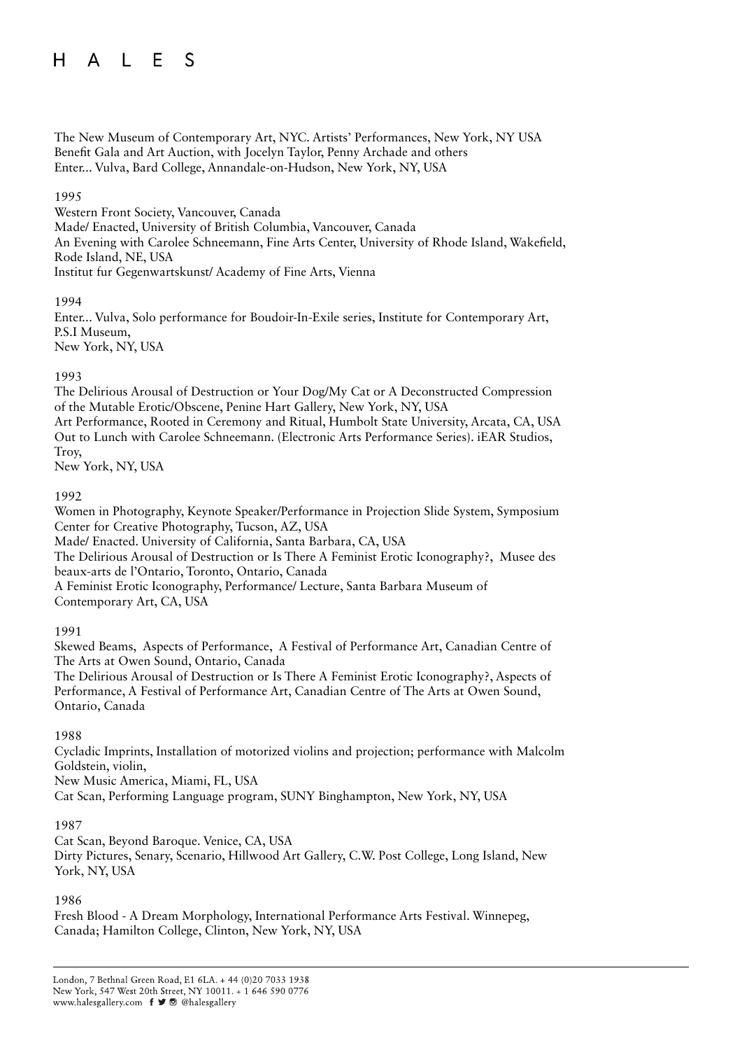The New Museum of Contemporary Art, NYC. Artists' Performances, New York, NY USA
Benefit Gala and Art Auction, with Jocelyn Taylor, Penny Archade and others
Enter... Vulva, Bard College, Annandale-on-Hudson, New York, NY, USA

1995

Western Front Society, Vancouver, Canada
Made/ Enacted, University of British Columbia, Vancouver, Canada
An Evening with Carolee Schneemann, Fine Arts Center, University of Rhode Island, Wakefield, Rode Island, NE, USA
Institut fur Gegenwartskunst/ Academy of Fine Arts, Vienna

1994

Enter... Vulva, Solo performance for Boudoir-In-Exile series, Institute for Contemporary Art, P.S.I Museum,
New York, NY, USA

1993

The Delirious Arousal of Destruction or Your Dog/My Cat or A Deconstructed Compression of the Mutable Erotic/Obscene, Penine Hart Gallery, New York, NY, USA
Art Performance, Rooted in Ceremony and Ritual, Humbolt State University, Arcata, CA, USA
Out to Lunch with Carolee Schneemann. (Electronic Arts Performance Series). iEAR Studios, Troy,
New York, NY, USA

1992

Women in Photography, Keynote Speaker/Performance in Projection Slide System, Symposium Center for Creative Photography, Tucson, AZ, USA
Made/ Enacted. University of California, Santa Barbara, CA, USA
The Delirious Arousal of Destruction or Is There A Feminist Erotic Iconography?, Musee des beaux-arts de l'Ontario, Toronto, Ontario, Canada
A Feminist Erotic Iconography, Performance/ Lecture, Santa Barbara Museum of Contemporary Art, CA, USA

1991

Skewed Beams, Aspects of Performance, A Festival of Performance Art, Canadian Centre of The Arts at Owen Sound, Ontario, Canada
The Delirious Arousal of Destruction or Is There A Feminist Erotic Iconography?, Aspects of Performance, A Festival of Performance Art, Canadian Centre of The Arts at Owen Sound, Ontario, Canada

1988

Cycladic Imprints, Installation of motorized violins and projection; performance with Malcolm Goldstein, violin,
New Music America, Miami, FL, USA
Cat Scan, Performing Language program, SUNY Binghampton, New York, NY, USA

1987

Cat Scan, Beyond Baroque. Venice, CA, USA
Dirty Pictures, Senary, Scenario, Hillwood Art Gallery, C.W. Post College, Long Island, New York, NY, USA

1986

Fresh Blood - A Dream Morphology, International Performance Arts Festival. Winnepeg, Canada; Hamilton College, Clinton, New York, NY, USA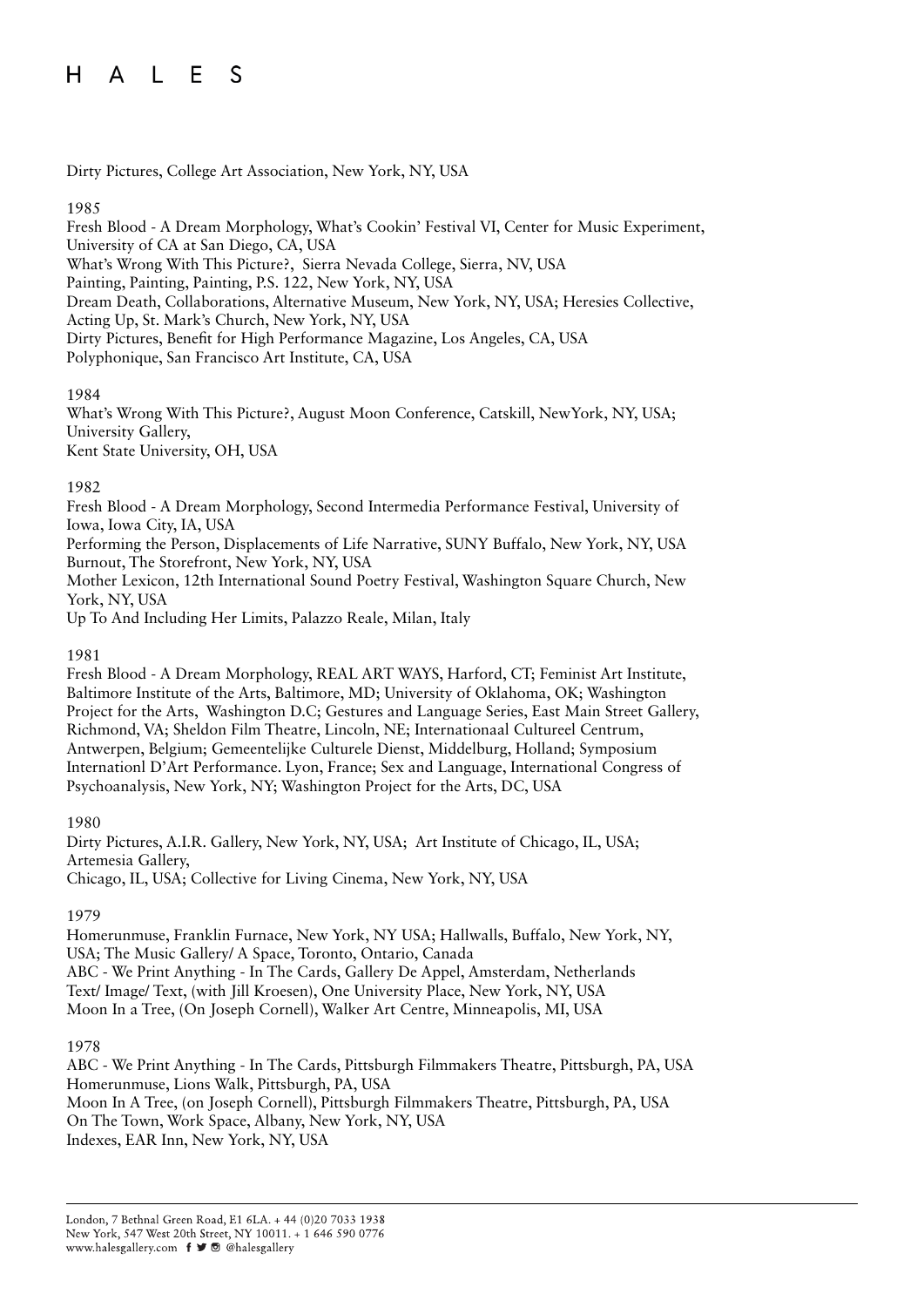Dirty Pictures, College Art Association, New York, NY, USA

1985

Fresh Blood - A Dream Morphology, What's Cookin' Festival VI, Center for Music Experiment, University of CA at San Diego, CA, USA
What's Wrong With This Picture?, Sierra Nevada College, Sierra, NV, USA
Painting, Painting, Painting, P.S. 122, New York, NY, USA
Dream Death, Collaborations, Alternative Museum, New York, NY, USA; Heresies Collective, Acting Up, St. Mark's Church, New York, NY, USA
Dirty Pictures, Benefit for High Performance Magazine, Los Angeles, CA, USA
Polyphonique, San Francisco Art Institute, CA, USA

1984

What's Wrong With This Picture?, August Moon Conference, Catskill, NewYork, NY, USA; University Gallery,
Kent State University, OH, USA

1982

Fresh Blood - A Dream Morphology, Second Intermedia Performance Festival, University of Iowa, Iowa City, IA, USA
Performing the Person, Displacements of Life Narrative, SUNY Buffalo, New York, NY, USA
Burnout, The Storefront, New York, NY, USA
Mother Lexicon, 12th International Sound Poetry Festival, Washington Square Church, New York, NY, USA
Up To And Including Her Limits, Palazzo Reale, Milan, Italy

1981

Fresh Blood - A Dream Morphology, REAL ART WAYS, Harford, CT; Feminist Art Institute, Baltimore Institute of the Arts, Baltimore, MD; University of Oklahoma, OK; Washington Project for the Arts, Washington D.C; Gestures and Language Series, East Main Street Gallery, Richmond, VA; Sheldon Film Theatre, Lincoln, NE; Internationaal Cultureel Centrum, Antwerpen, Belgium; Gemeentelijke Culturele Dienst, Middelburg, Holland; Symposium Internationl D'Art Performance. Lyon, France; Sex and Language, International Congress of Psychoanalysis, New York, NY; Washington Project for the Arts, DC, USA

1980

Dirty Pictures, A.I.R. Gallery, New York, NY, USA; Art Institute of Chicago, IL, USA; Artemesia Gallery,
Chicago, IL, USA; Collective for Living Cinema, New York, NY, USA

1979

Homerunmuse, Franklin Furnace, New York, NY USA; Hallwalls, Buffalo, New York, NY, USA; The Music Gallery/ A Space, Toronto, Ontario, Canada
ABC - We Print Anything - In The Cards, Gallery De Appel, Amsterdam, Netherlands
Text/ Image/ Text, (with Jill Kroesen), One University Place, New York, NY, USA
Moon In a Tree, (On Joseph Cornell), Walker Art Centre, Minneapolis, MI, USA

1978

ABC - We Print Anything - In The Cards, Pittsburgh Filmmakers Theatre, Pittsburgh, PA, USA
Homerunmuse, Lions Walk, Pittsburgh, PA, USA
Moon In A Tree, (on Joseph Cornell), Pittsburgh Filmmakers Theatre, Pittsburgh, PA, USA
On The Town, Work Space, Albany, New York, NY, USA
Indexes, EAR Inn, New York, NY, USA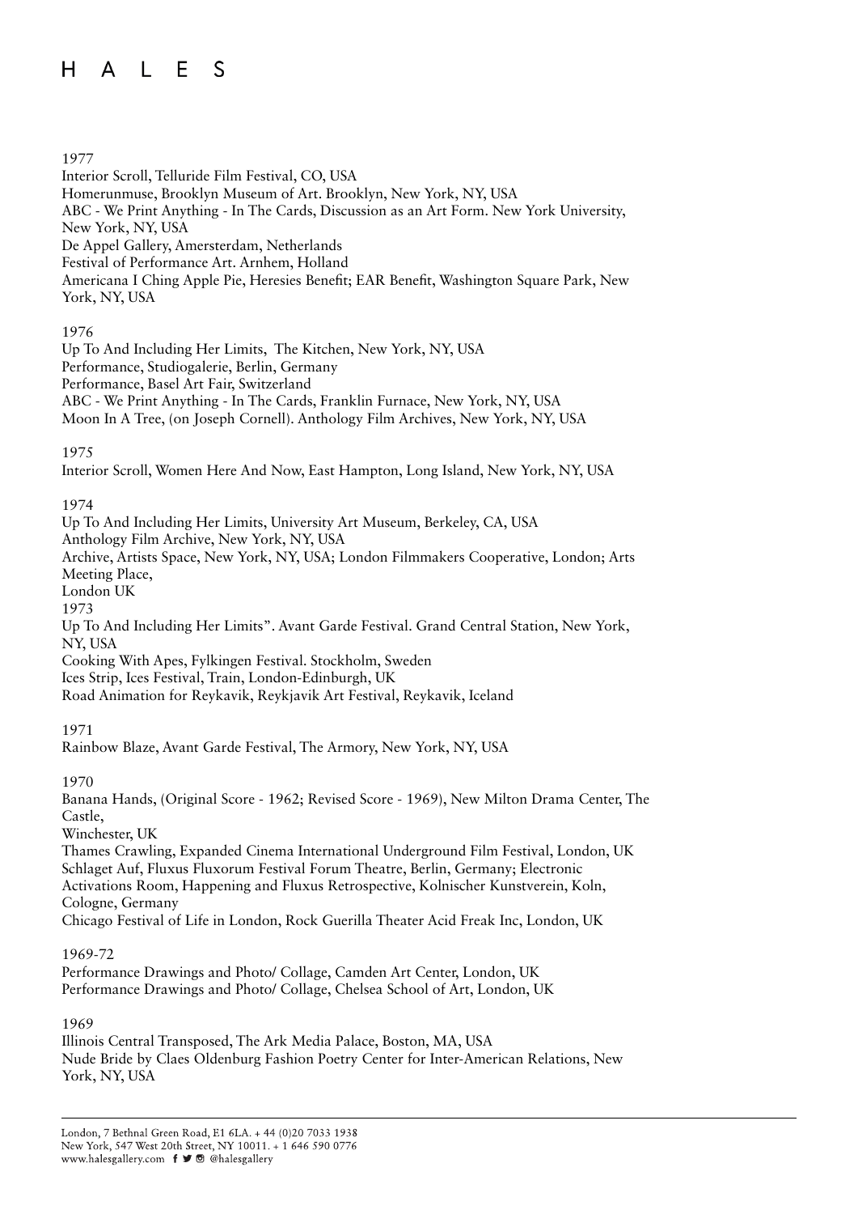1977

Interior Scroll, Telluride Film Festival, CO, USA
Homerunmuse, Brooklyn Museum of Art. Brooklyn, New York, NY, USA
ABC - We Print Anything - In The Cards, Discussion as an Art Form. New York University, New York, NY, USA
De Appel Gallery, Amersterdam, Netherlands
Festival of Performance Art. Arnhem, Holland
Americana I Ching Apple Pie, Heresies Benefit; EAR Benefit, Washington Square Park, New York, NY, USA

1976

Up To And Including Her Limits, The Kitchen, New York, NY, USA
Performance, Studiogalerie, Berlin, Germany
Performance, Basel Art Fair, Switzerland
ABC - We Print Anything - In The Cards, Franklin Furnace, New York, NY, USA
Moon In A Tree, (on Joseph Cornell). Anthology Film Archives, New York, NY, USA

1975

Interior Scroll, Women Here And Now, East Hampton, Long Island, New York, NY, USA

1974

Up To And Including Her Limits, University Art Museum, Berkeley, CA, USA
Anthology Film Archive, New York, NY, USA
Archive, Artists Space, New York, NY, USA; London Filmmakers Cooperative, London; Arts Meeting Place,
London UK

1973

Up To And Including Her Limits". Avant Garde Festival. Grand Central Station, New York, NY, USA
Cooking With Apes, Fylkingen Festival. Stockholm, Sweden
Ices Strip, Ices Festival, Train, London-Edinburgh, UK
Road Animation for Reykavik, Reykjavik Art Festival, Reykavik, Iceland

1971

Rainbow Blaze, Avant Garde Festival, The Armory, New York, NY, USA

1970

Banana Hands, (Original Score - 1962; Revised Score - 1969), New Milton Drama Center, The Castle,
Winchester, UK
Thames Crawling, Expanded Cinema International Underground Film Festival, London, UK
Schlaget Auf, Fluxus Fluxorum Festival Forum Theatre, Berlin, Germany; Electronic Activations Room, Happening and Fluxus Retrospective, Kolnischer Kunstverein, Koln, Cologne, Germany
Chicago Festival of Life in London, Rock Guerilla Theater Acid Freak Inc, London, UK

1969-72

Performance Drawings and Photo/ Collage, Camden Art Center, London, UK
Performance Drawings and Photo/ Collage, Chelsea School of Art, London, UK

1969

Illinois Central Transposed, The Ark Media Palace, Boston, MA, USA
Nude Bride by Claes Oldenburg Fashion Poetry Center for Inter-American Relations, New York, NY, USA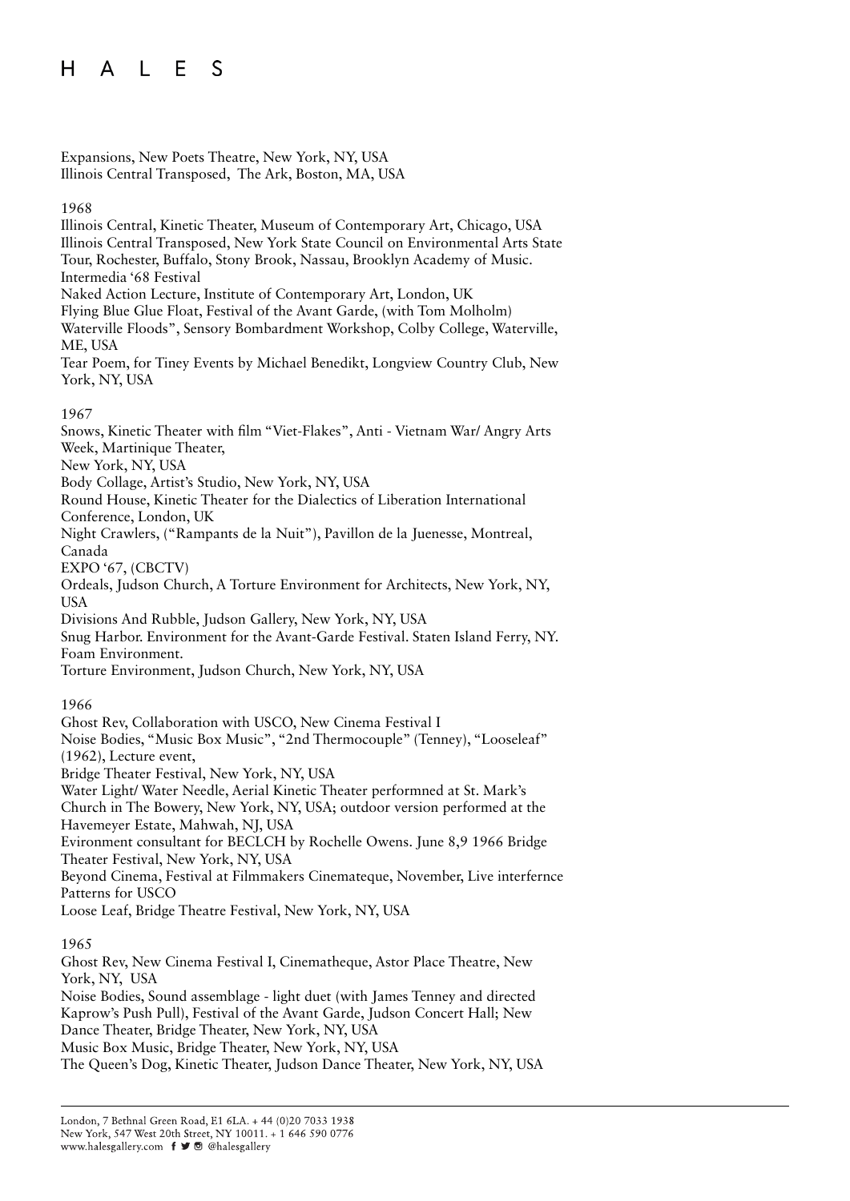Expansions, New Poets Theatre, New York, NY, USA
Illinois Central Transposed, The Ark, Boston, MA, USA

1968
Illinois Central, Kinetic Theater, Museum of Contemporary Art, Chicago, USA
Illinois Central Transposed, New York State Council on Environmental Arts State Tour, Rochester, Buffalo, Stony Brook, Nassau, Brooklyn Academy of Music.
Intermedia '68 Festival
Naked Action Lecture, Institute of Contemporary Art, London, UK
Flying Blue Glue Float, Festival of the Avant Garde, (with Tom Molholm)
Waterville Floods", Sensory Bombardment Workshop, Colby College, Waterville, ME, USA
Tear Poem, for Tiney Events by Michael Benedikt, Longview Country Club, New York, NY, USA

1967
Snows, Kinetic Theater with film "Viet-Flakes", Anti - Vietnam War/ Angry Arts Week, Martinique Theater,
New York, NY, USA
Body Collage, Artist's Studio, New York, NY, USA
Round House, Kinetic Theater for the Dialectics of Liberation International Conference, London, UK
Night Crawlers, ("Rampants de la Nuit"), Pavillon de la Juenesse, Montreal, Canada
EXPO '67, (CBCTV)
Ordeals, Judson Church, A Torture Environment for Architects, New York, NY, USA
Divisions And Rubble, Judson Gallery, New York, NY, USA
Snug Harbor. Environment for the Avant-Garde Festival. Staten Island Ferry, NY.
Foam Environment.
Torture Environment, Judson Church, New York, NY, USA

1966
Ghost Rev, Collaboration with USCO, New Cinema Festival I
Noise Bodies, "Music Box Music", "2nd Thermocouple" (Tenney), "Looseleaf" (1962), Lecture event,
Bridge Theater Festival, New York, NY, USA
Water Light/ Water Needle, Aerial Kinetic Theater performned at St. Mark's Church in The Bowery, New York, NY, USA; outdoor version performed at the Havemeyer Estate, Mahwah, NJ, USA
Evironment consultant for BECLCH by Rochelle Owens. June 8,9 1966 Bridge Theater Festival, New York, NY, USA
Beyond Cinema, Festival at Filmmakers Cinemateque, November, Live interfernce Patterns for USCO
Loose Leaf, Bridge Theatre Festival, New York, NY, USA

1965
Ghost Rev, New Cinema Festival I, Cinematheque, Astor Place Theatre, New York, NY, USA
Noise Bodies, Sound assemblage - light duet (with James Tenney and directed Kaprow's Push Pull), Festival of the Avant Garde, Judson Concert Hall; New Dance Theater, Bridge Theater, New York, NY, USA
Music Box Music, Bridge Theater, New York, NY, USA
The Queen's Dog, Kinetic Theater, Judson Dance Theater, New York, NY, USA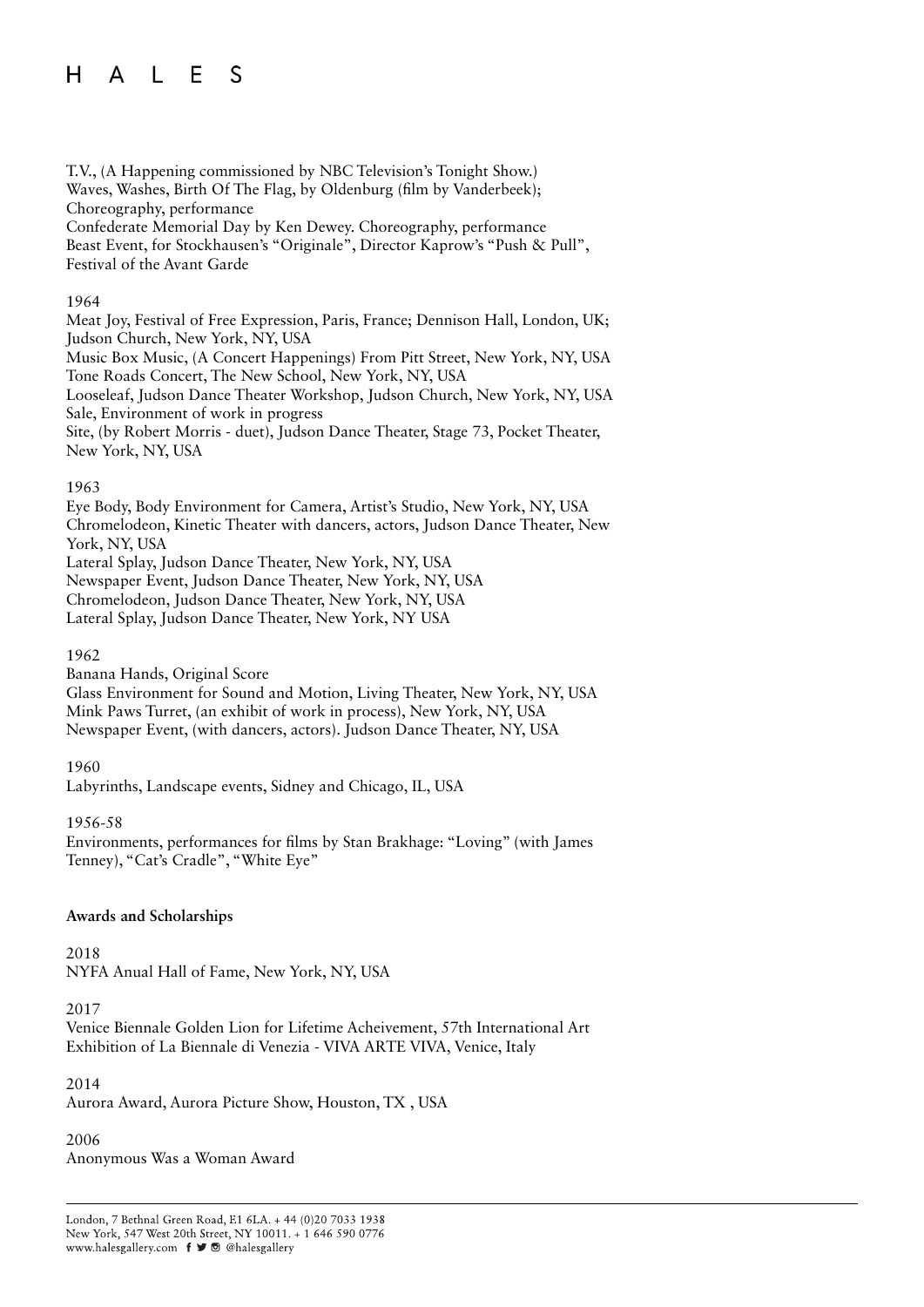T.V., (A Happening commissioned by NBC Television's Tonight Show.)
Waves, Washes, Birth Of The Flag, by Oldenburg (film by Vanderbeek); Choreography, performance
Confederate Memorial Day by Ken Dewey. Choreography, performance
Beast Event, for Stockhausen's "Originale", Director Kaprow's "Push & Pull", Festival of the Avant Garde

1964
Meat Joy, Festival of Free Expression, Paris, France; Dennison Hall, London, UK; Judson Church, New York, NY, USA
Music Box Music, (A Concert Happenings) From Pitt Street, New York, NY, USA
Tone Roads Concert, The New School, New York, NY, USA
Looseleaf, Judson Dance Theater Workshop, Judson Church, New York, NY, USA
Sale, Environment of work in progress
Site, (by Robert Morris - duet), Judson Dance Theater, Stage 73, Pocket Theater, New York, NY, USA

1963
Eye Body, Body Environment for Camera, Artist's Studio, New York, NY, USA
Chromelodeon, Kinetic Theater with dancers, actors, Judson Dance Theater, New York, NY, USA
Lateral Splay, Judson Dance Theater, New York, NY, USA
Newspaper Event, Judson Dance Theater, New York, NY, USA
Chromelodeon, Judson Dance Theater, New York, NY, USA
Lateral Splay, Judson Dance Theater, New York, NY USA

1962
Banana Hands, Original Score
Glass Environment for Sound and Motion, Living Theater, New York, NY, USA
Mink Paws Turret, (an exhibit of work in process), New York, NY, USA
Newspaper Event, (with dancers, actors). Judson Dance Theater, NY, USA

1960
Labyrinths, Landscape events, Sidney and Chicago, IL, USA

1956-58
Environments, performances for films by Stan Brakhage: "Loving" (with James Tenney), "Cat's Cradle", "White Eye"

**Awards and Scholarships**

2018
NYFA Anual Hall of Fame, New York, NY, USA

2017
Venice Biennale Golden Lion for Lifetime Acheivement, 57th International Art Exhibition of La Biennale di Venezia - VIVA ARTE VIVA, Venice, Italy

2014
Aurora Award, Aurora Picture Show, Houston, TX , USA

2006
Anonymous Was a Woman Award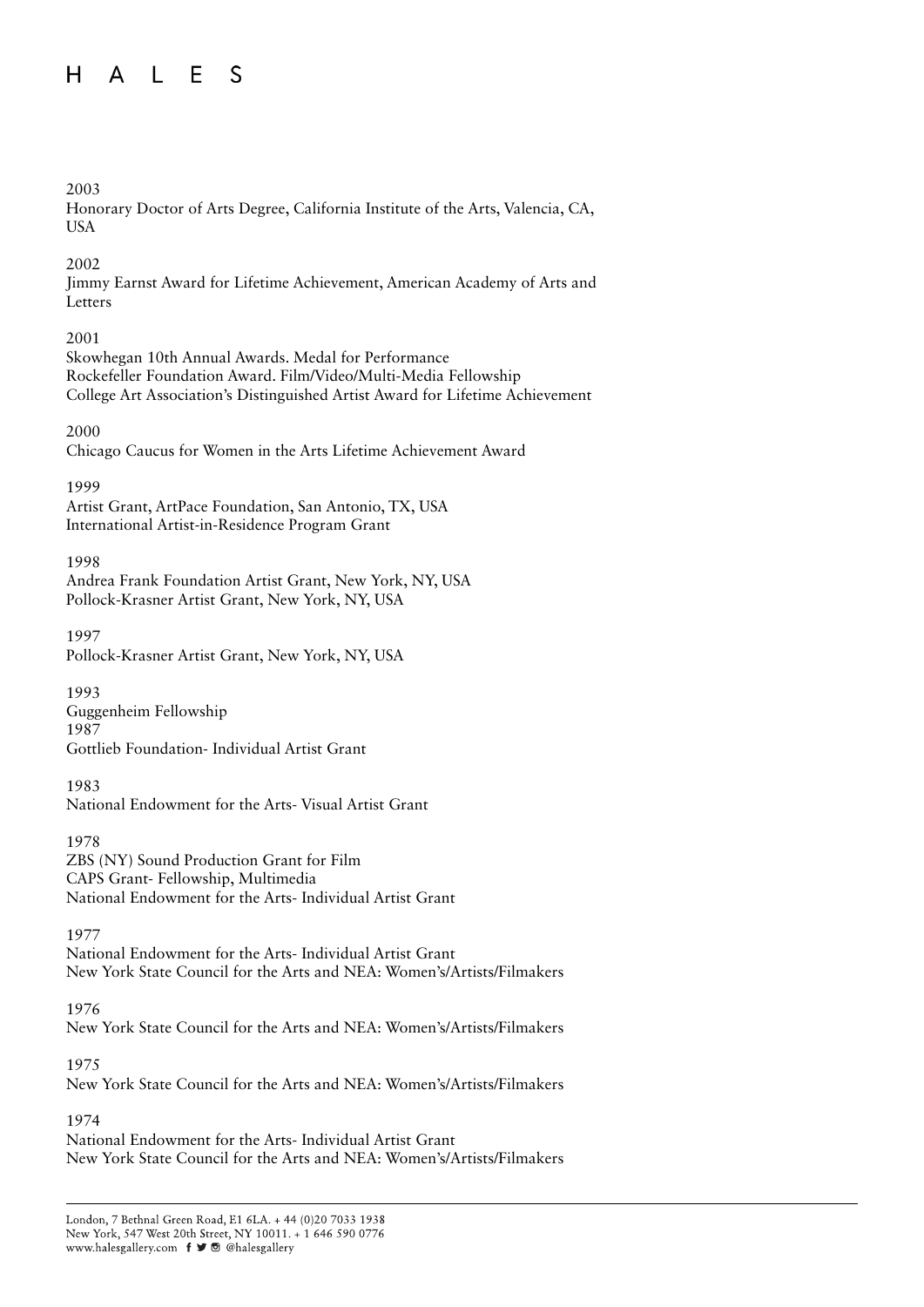2003
Honorary Doctor of Arts Degree, California Institute of the Arts, Valencia, CA, USA

2002
Jimmy Earnst Award for Lifetime Achievement, American Academy of Arts and Letters

2001
Skowhegan 10th Annual Awards. Medal for Performance
Rockefeller Foundation Award. Film/Video/Multi-Media Fellowship
College Art Association's Distinguished Artist Award for Lifetime Achievement

2000
Chicago Caucus for Women in the Arts Lifetime Achievement Award

1999
Artist Grant, ArtPace Foundation, San Antonio, TX, USA
International Artist-in-Residence Program Grant

1998
Andrea Frank Foundation Artist Grant, New York, NY, USA
Pollock-Krasner Artist Grant, New York, NY, USA

1997
Pollock-Krasner Artist Grant, New York, NY, USA

1993
Guggenheim Fellowship
1987
Gottlieb Foundation- Individual Artist Grant

1983
National Endowment for the Arts- Visual Artist Grant

1978
ZBS (NY) Sound Production Grant for Film
CAPS Grant- Fellowship, Multimedia
National Endowment for the Arts- Individual Artist Grant

1977
National Endowment for the Arts- Individual Artist Grant
New York State Council for the Arts and NEA: Women's/Artists/Filmakers

1976
New York State Council for the Arts and NEA: Women's/Artists/Filmakers

1975
New York State Council for the Arts and NEA: Women's/Artists/Filmakers

1974
National Endowment for the Arts- Individual Artist Grant
New York State Council for the Arts and NEA: Women's/Artists/Filmakers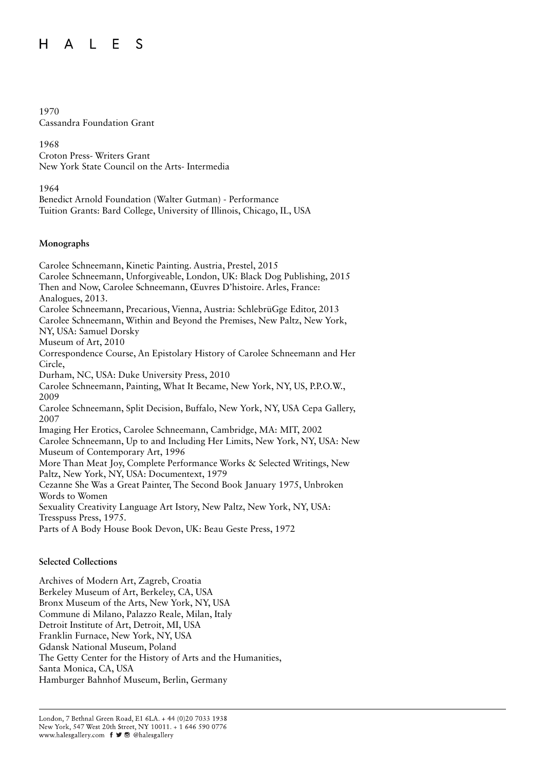1970
Cassandra Foundation Grant

1968
Croton Press- Writers Grant
New York State Council on the Arts- Intermedia

1964
Benedict Arnold Foundation (Walter Gutman) - Performance
Tuition Grants: Bard College, University of Illinois, Chicago, IL, USA

**Monographs**

Carolee Schneemann, Kinetic Painting. Austria, Prestel, 2015
Carolee Schneemann, Unforgiveable, London, UK: Black Dog Publishing, 2015
Then and Now, Carolee Schneemann, Œuvres D'histoire. Arles, France: Analogues, 2013.
Carolee Schneemann, Precarious, Vienna, Austria: SchlebrüGge Editor, 2013
Carolee Schneemann, Within and Beyond the Premises, New Paltz, New York, NY, USA: Samuel Dorsky Museum of Art, 2010
Correspondence Course, An Epistolary History of Carolee Schneemann and Her Circle, Durham, NC, USA: Duke University Press, 2010
Carolee Schneemann, Painting, What It Became, New York, NY, US, P.P.O.W., 2009
Carolee Schneemann, Split Decision, Buffalo, New York, NY, USA Cepa Gallery, 2007
Imaging Her Erotics, Carolee Schneemann, Cambridge, MA: MIT, 2002
Carolee Schneemann, Up to and Including Her Limits, New York, NY, USA: New Museum of Contemporary Art, 1996
More Than Meat Joy, Complete Performance Works & Selected Writings, New Paltz, New York, NY, USA: Documentext, 1979
Cezanne She Was a Great Painter, The Second Book January 1975, Unbroken Words to Women
Sexuality Creativity Language Art Istory, New Paltz, New York, NY, USA: Tresspuss Press, 1975.
Parts of A Body House Book Devon, UK: Beau Geste Press, 1972

**Selected Collections**

Archives of Modern Art, Zagreb, Croatia
Berkeley Museum of Art, Berkeley, CA, USA
Bronx Museum of the Arts, New York, NY, USA
Commune di Milano, Palazzo Reale, Milan, Italy
Detroit Institute of Art, Detroit, MI, USA
Franklin Furnace, New York, NY, USA
Gdansk National Museum, Poland
The Getty Center for the History of Arts and the Humanities, Santa Monica, CA, USA
Hamburger Bahnhof Museum, Berlin, Germany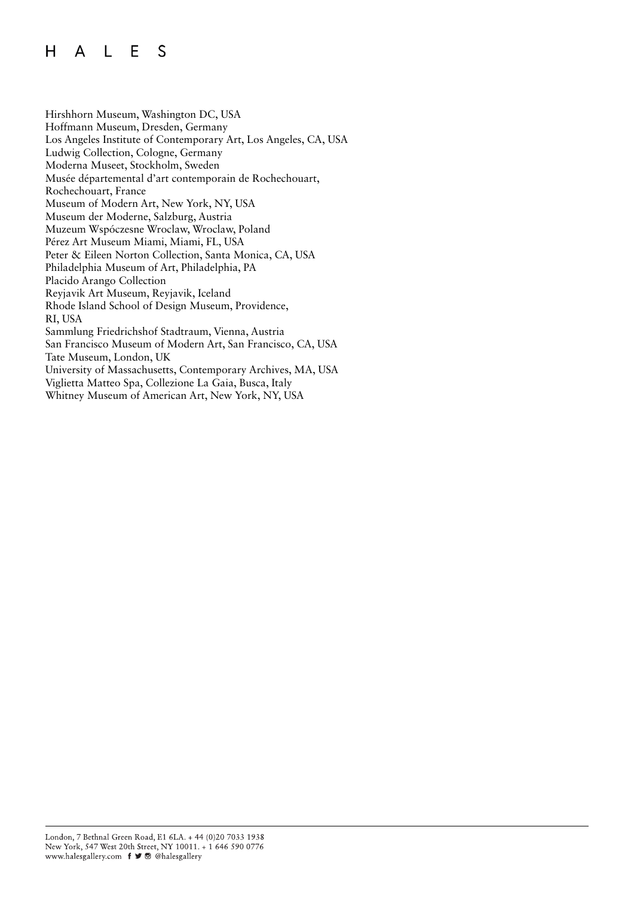Hirshhorn Museum, Washington DC, USA
Hoffmann Museum, Dresden, Germany
Los Angeles Institute of Contemporary Art, Los Angeles, CA, USA
Ludwig Collection, Cologne, Germany
Moderna Museet, Stockholm, Sweden
Musée départemental d'art contemporain de Rochechouart, Rochechouart, France
Museum of Modern Art, New York, NY, USA
Museum der Moderne, Salzburg, Austria
Muzeum Współczesne Wroclaw, Wroclaw, Poland
Pérez Art Museum Miami, Miami, FL, USA
Peter & Eileen Norton Collection, Santa Monica, CA, USA
Philadelphia Museum of Art, Philadelphia, PA
Placido Arango Collection
Reyjavik Art Museum, Reyjavik, Iceland
Rhode Island School of Design Museum, Providence, RI, USA
Sammlung Friedrichshof Stadtraum, Vienna, Austria
San Francisco Museum of Modern Art, San Francisco, CA, USA
Tate Museum, London, UK
University of Massachusetts, Contemporary Archives, MA, USA
Viglietta Matteo Spa, Collezione La Gaia, Busca, Italy
Whitney Museum of American Art, New York, NY, USA